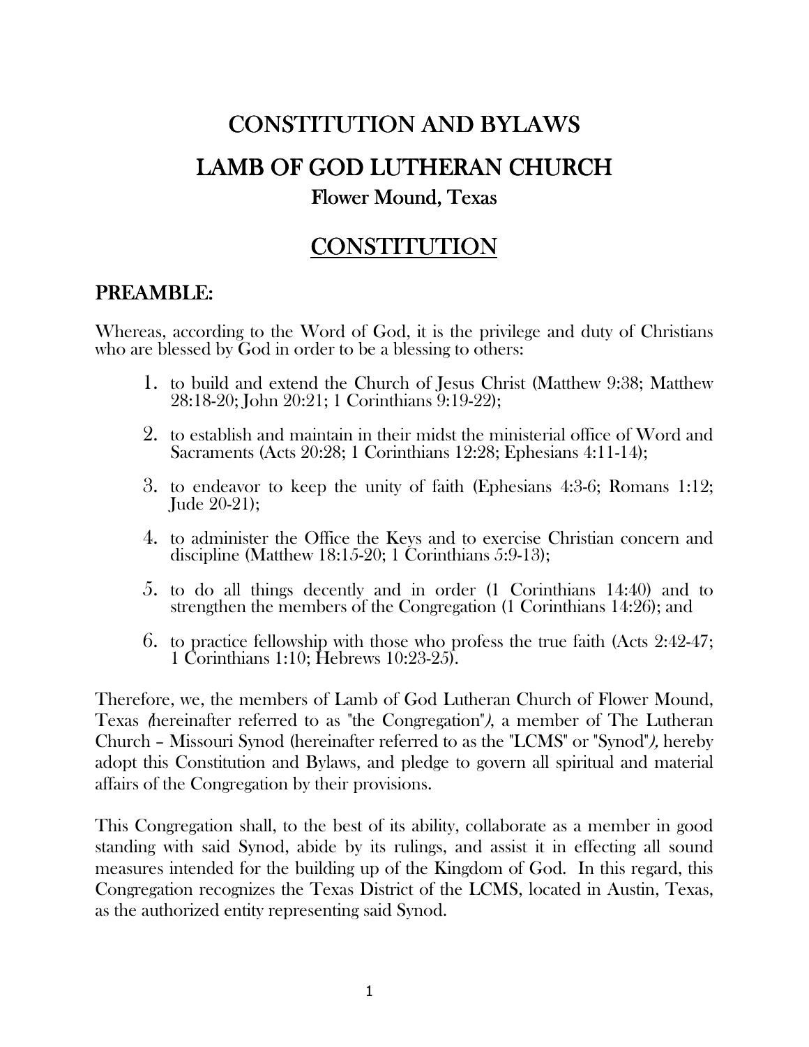# CONSTITUTION AND BYLAWS

# LAMB OF GOD LUTHERAN CHURCH

### Flower Mound, Texas

## CONSTITUTION

## PREAMBLE:

Whereas, according to the Word of God, it is the privilege and duty of Christians who are blessed by God in order to be a blessing to others:

1. to build and extend the Church of Jesus Christ (Matthew 9:38; Matthew 28:18-20; John 20:21; 1 Corinthians 9:19-22);
2. to establish and maintain in their midst the ministerial office of Word and Sacraments (Acts 20:28; 1 Corinthians 12:28; Ephesians 4:11-14);
3. to endeavor to keep the unity of faith (Ephesians 4:3-6; Romans 1:12; Jude 20-21);
4. to administer the Office the Keys and to exercise Christian concern and discipline (Matthew 18:15-20; 1 Corinthians 5:9-13);
5. to do all things decently and in order (1 Corinthians 14:40) and to strengthen the members of the Congregation (1 Corinthians 14:26); and
6. to practice fellowship with those who profess the true faith (Acts 2:42-47; 1 Corinthians 1:10; Hebrews 10:23-25).

Therefore, we, the members of Lamb of God Lutheran Church of Flower Mound, Texas (hereinafter referred to as "the Congregation"), a member of The Lutheran Church – Missouri Synod (hereinafter referred to as the "LCMS" or "Synod"), hereby adopt this Constitution and Bylaws, and pledge to govern all spiritual and material affairs of the Congregation by their provisions.

This Congregation shall, to the best of its ability, collaborate as a member in good standing with said Synod, abide by its rulings, and assist it in effecting all sound measures intended for the building up of the Kingdom of God. In this regard, this Congregation recognizes the Texas District of the LCMS, located in Austin, Texas, as the authorized entity representing said Synod.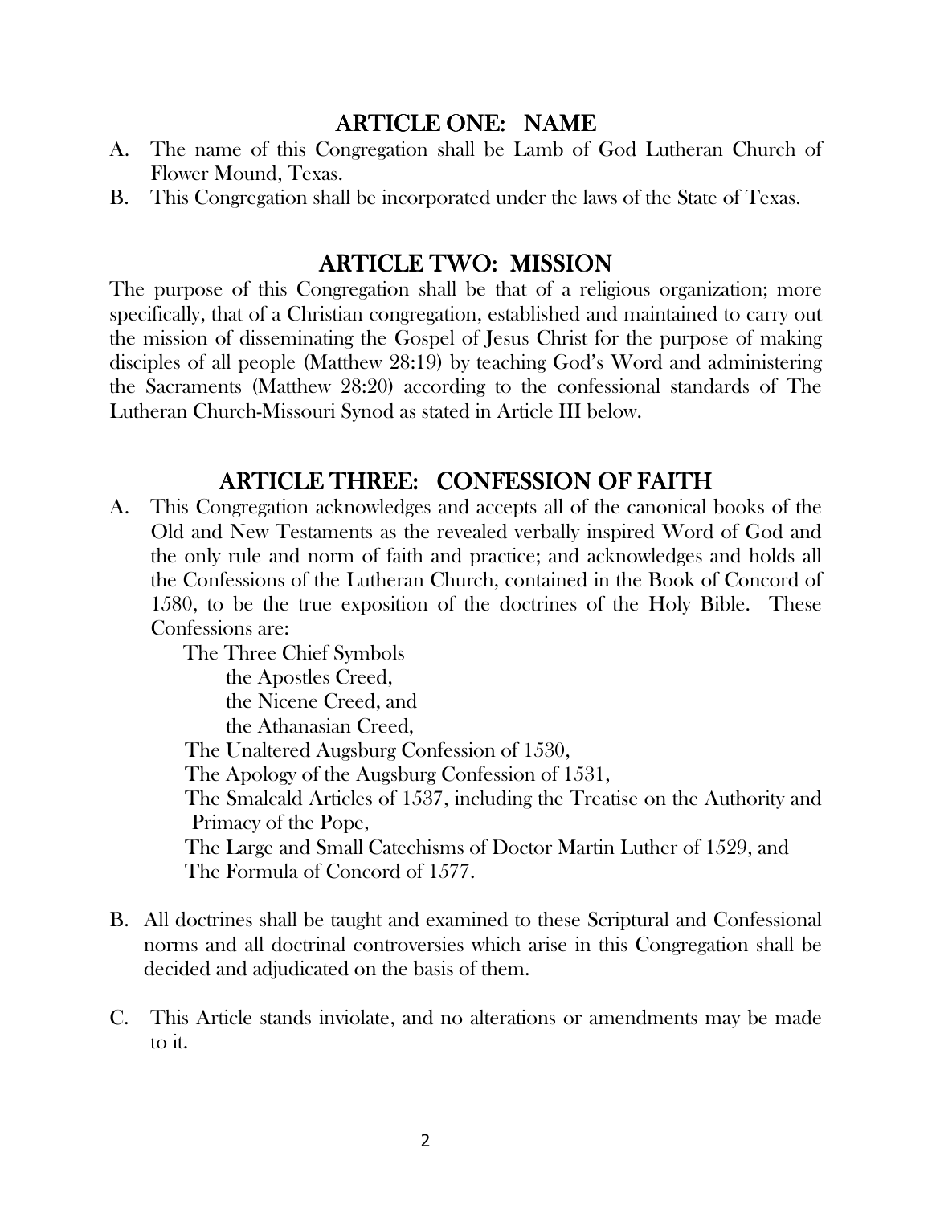## ARTICLE ONE: NAME

A. The name of this Congregation shall be Lamb of God Lutheran Church of Flower Mound, Texas.

B. This Congregation shall be incorporated under the laws of the State of Texas.

## ARTICLE TWO: MISSION

The purpose of this Congregation shall be that of a religious organization; more specifically, that of a Christian congregation, established and maintained to carry out the mission of disseminating the Gospel of Jesus Christ for the purpose of making disciples of all people (Matthew 28:19) by teaching God's Word and administering the Sacraments (Matthew 28:20) according to the confessional standards of The Lutheran Church-Missouri Synod as stated in Article III below.

## ARTICLE THREE: CONFESSION OF FAITH

A. This Congregation acknowledges and accepts all of the canonical books of the Old and New Testaments as the revealed verbally inspired Word of God and the only rule and norm of faith and practice; and acknowledges and holds all the Confessions of the Lutheran Church, contained in the Book of Concord of 1580, to be the true exposition of the doctrines of the Holy Bible. These Confessions are:

   The Three Chief Symbols
      the Apostles Creed,
      the Nicene Creed, and
      the Athanasian Creed,
   The Unaltered Augsburg Confession of 1530,
   The Apology of the Augsburg Confession of 1531,
   The Smalcald Articles of 1537, including the Treatise on the Authority and Primacy of the Pope,
   The Large and Small Catechisms of Doctor Martin Luther of 1529, and
   The Formula of Concord of 1577.

B. All doctrines shall be taught and examined to these Scriptural and Confessional norms and all doctrinal controversies which arise in this Congregation shall be decided and adjudicated on the basis of them.

C. This Article stands inviolate, and no alterations or amendments may be made to it.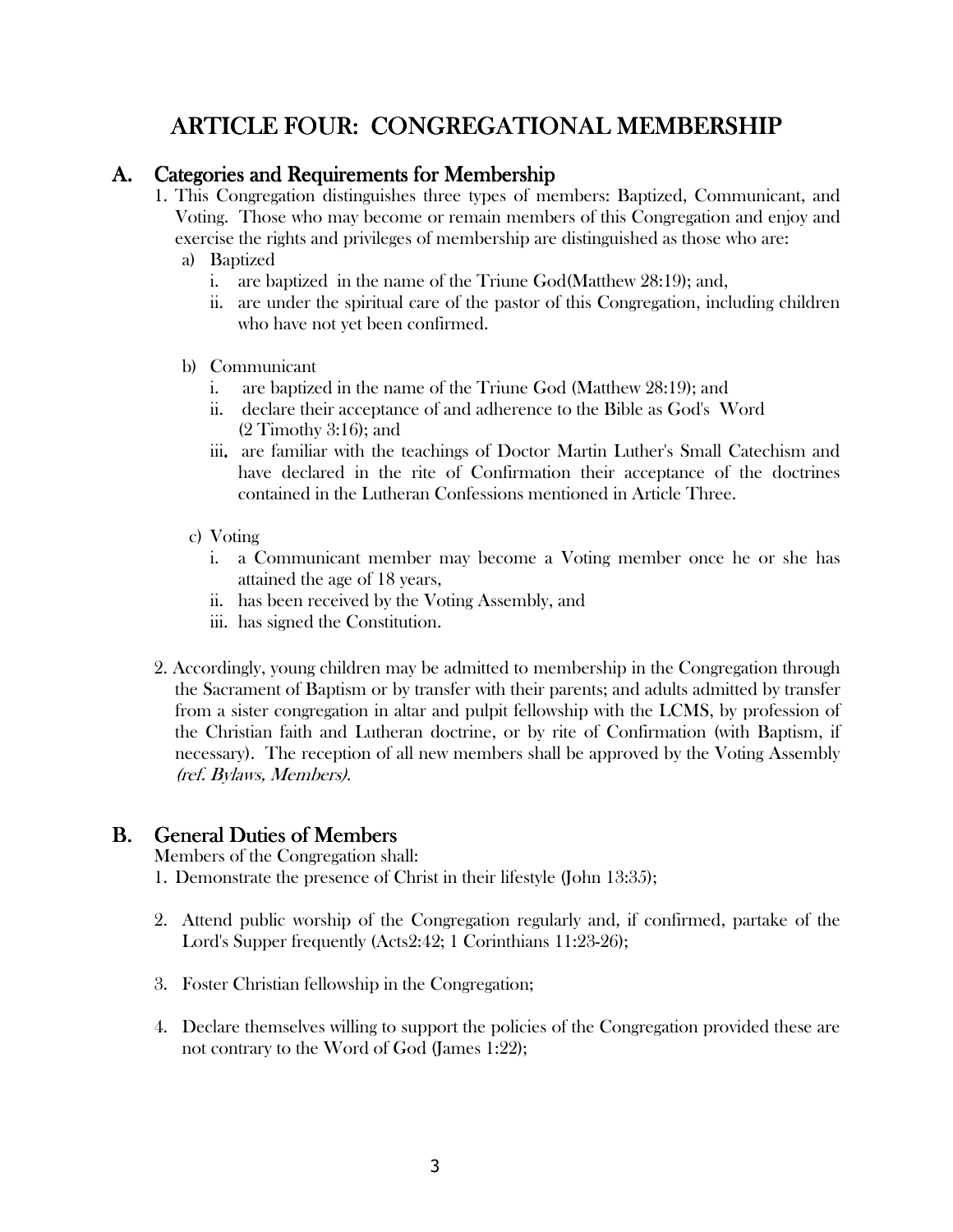# ARTICLE FOUR: CONGREGATIONAL MEMBERSHIP

## A. Categories and Requirements for Membership

1. This Congregation distinguishes three types of members: Baptized, Communicant, and Voting. Those who may become or remain members of this Congregation and enjoy and exercise the rights and privileges of membership are distinguished as those who are:
   a) Baptized
      i. are baptized in the name of the Triune God(Matthew 28:19); and,
      ii. are under the spiritual care of the pastor of this Congregation, including children who have not yet been confirmed.

   b) Communicant
      i. are baptized in the name of the Triune God (Matthew 28:19); and
      ii. declare their acceptance of and adherence to the Bible as God's Word (2 Timothy 3:16); and
      iii. are familiar with the teachings of Doctor Martin Luther's Small Catechism and have declared in the rite of Confirmation their acceptance of the doctrines contained in the Lutheran Confessions mentioned in Article Three.

   c) Voting
      i. a Communicant member may become a Voting member once he or she has attained the age of 18 years,
      ii. has been received by the Voting Assembly, and
      iii. has signed the Constitution.

2. Accordingly, young children may be admitted to membership in the Congregation through the Sacrament of Baptism or by transfer with their parents; and adults admitted by transfer from a sister congregation in altar and pulpit fellowship with the LCMS, by profession of the Christian faith and Lutheran doctrine, or by rite of Confirmation (with Baptism, if necessary). The reception of all new members shall be approved by the Voting Assembly *(ref. Bylaws, Members)*.

## B. General Duties of Members

Members of the Congregation shall:

1. Demonstrate the presence of Christ in their lifestyle (John 13:35);

2. Attend public worship of the Congregation regularly and, if confirmed, partake of the Lord's Supper frequently (Acts2:42; 1 Corinthians 11:23-26);

3. Foster Christian fellowship in the Congregation;

4. Declare themselves willing to support the policies of the Congregation provided these are not contrary to the Word of God (James 1:22);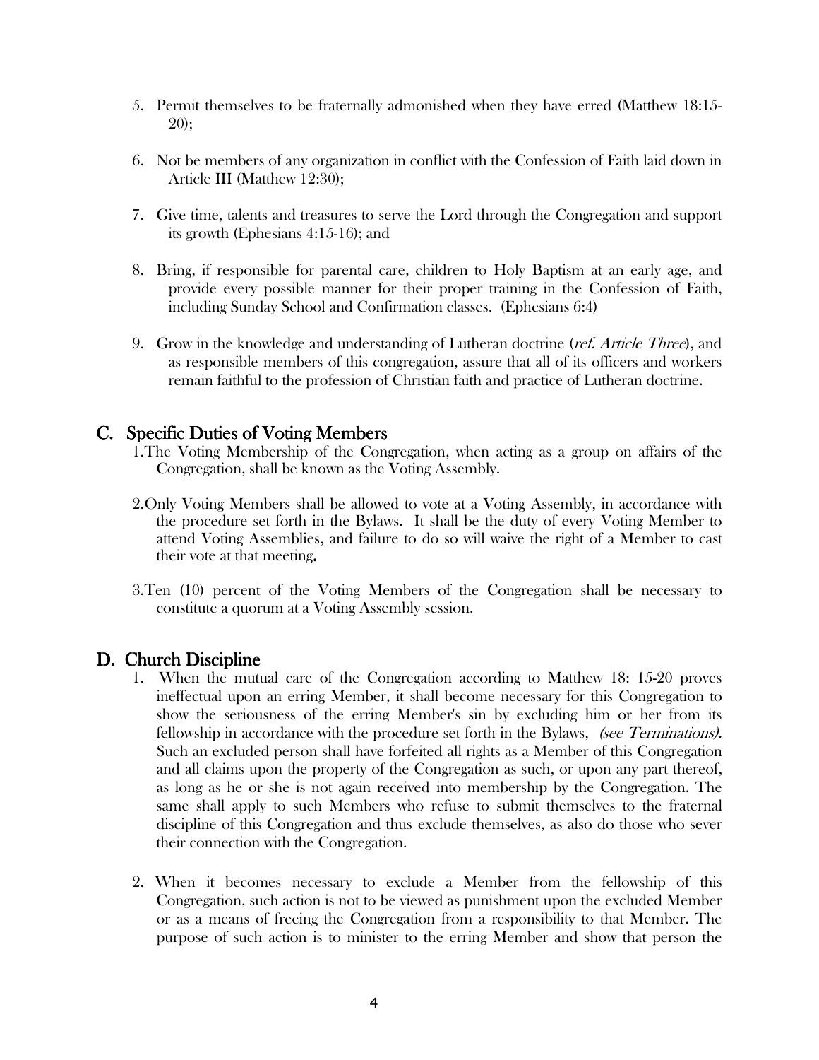5. Permit themselves to be fraternally admonished when they have erred (Matthew 18:15-20);

6. Not be members of any organization in conflict with the Confession of Faith laid down in Article III (Matthew 12:30);

7. Give time, talents and treasures to serve the Lord through the Congregation and support its growth (Ephesians 4:15-16); and

8. Bring, if responsible for parental care, children to Holy Baptism at an early age, and provide every possible manner for their proper training in the Confession of Faith, including Sunday School and Confirmation classes. (Ephesians 6:4)

9. Grow in the knowledge and understanding of Lutheran doctrine (*ref. Article Three*), and as responsible members of this congregation, assure that all of its officers and workers remain faithful to the profession of Christian faith and practice of Lutheran doctrine.

## C. Specific Duties of Voting Members

1. The Voting Membership of the Congregation, when acting as a group on affairs of the Congregation, shall be known as the Voting Assembly.

2. Only Voting Members shall be allowed to vote at a Voting Assembly, in accordance with the procedure set forth in the Bylaws. It shall be the duty of every Voting Member to attend Voting Assemblies, and failure to do so will waive the right of a Member to cast their vote at that meeting**.**

3. Ten (10) percent of the Voting Members of the Congregation shall be necessary to constitute a quorum at a Voting Assembly session.

## D. Church Discipline

1. When the mutual care of the Congregation according to Matthew 18: 15-20 proves ineffectual upon an erring Member, it shall become necessary for this Congregation to show the seriousness of the erring Member's sin by excluding him or her from its fellowship in accordance with the procedure set forth in the Bylaws, *(see Terminations).* Such an excluded person shall have forfeited all rights as a Member of this Congregation and all claims upon the property of the Congregation as such, or upon any part thereof, as long as he or she is not again received into membership by the Congregation. The same shall apply to such Members who refuse to submit themselves to the fraternal discipline of this Congregation and thus exclude themselves, as also do those who sever their connection with the Congregation.

2. When it becomes necessary to exclude a Member from the fellowship of this Congregation, such action is not to be viewed as punishment upon the excluded Member or as a means of freeing the Congregation from a responsibility to that Member. The purpose of such action is to minister to the erring Member and show that person the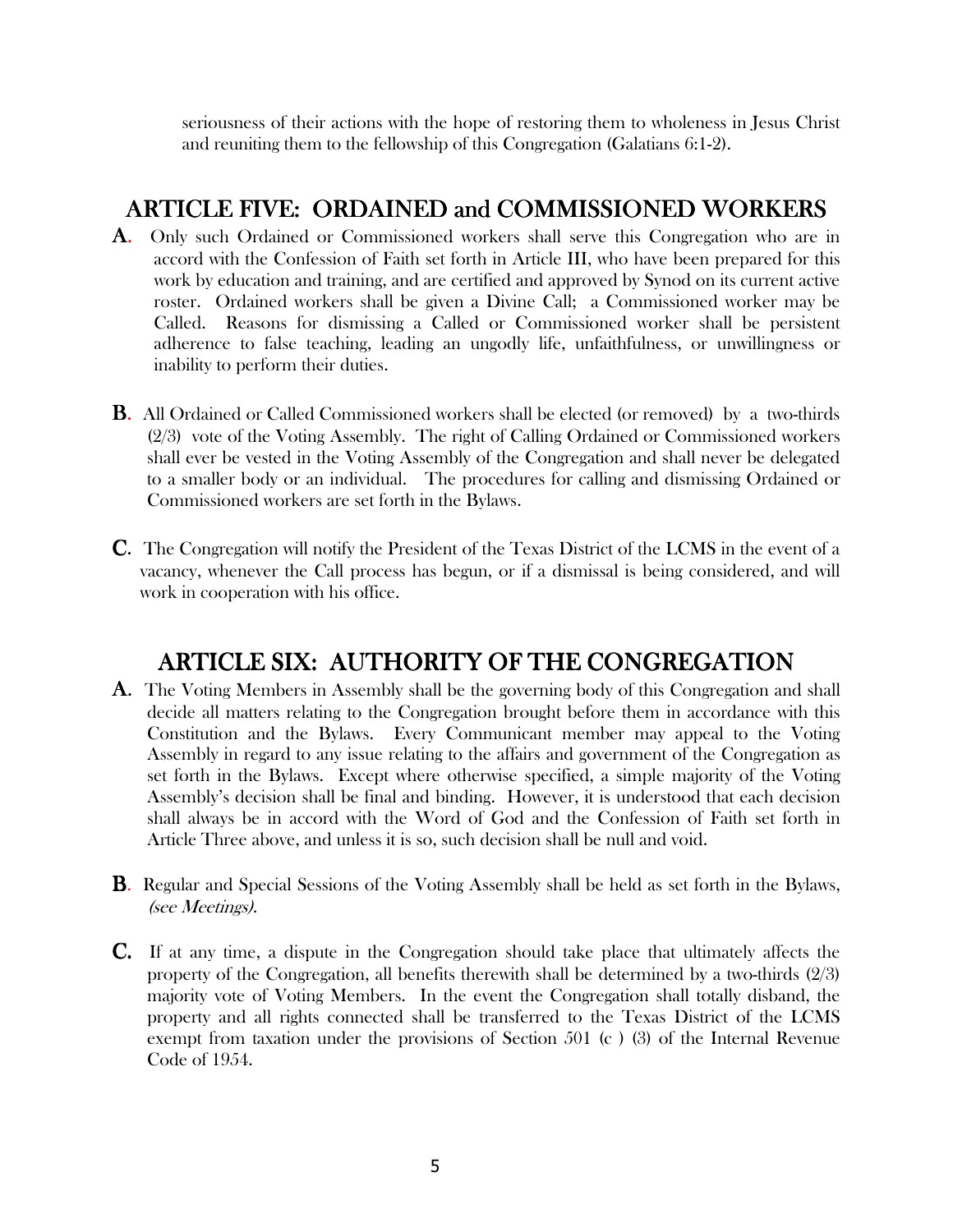seriousness of their actions with the hope of restoring them to wholeness in Jesus Christ and reuniting them to the fellowship of this Congregation (Galatians 6:1-2).

## ARTICLE FIVE: ORDAINED and COMMISSIONED WORKERS

**A**. Only such Ordained or Commissioned workers shall serve this Congregation who are in accord with the Confession of Faith set forth in Article III, who have been prepared for this work by education and training, and are certified and approved by Synod on its current active roster. Ordained workers shall be given a Divine Call; a Commissioned worker may be Called. Reasons for dismissing a Called or Commissioned worker shall be persistent adherence to false teaching, leading an ungodly life, unfaithfulness, or unwillingness or inability to perform their duties.

**B**. All Ordained or Called Commissioned workers shall be elected (or removed) by a two-thirds (2/3) vote of the Voting Assembly. The right of Calling Ordained or Commissioned workers shall ever be vested in the Voting Assembly of the Congregation and shall never be delegated to a smaller body or an individual. The procedures for calling and dismissing Ordained or Commissioned workers are set forth in the Bylaws.

**C**. The Congregation will notify the President of the Texas District of the LCMS in the event of a vacancy, whenever the Call process has begun, or if a dismissal is being considered, and will work in cooperation with his office.

## ARTICLE SIX: AUTHORITY OF THE CONGREGATION

**A.** The Voting Members in Assembly shall be the governing body of this Congregation and shall decide all matters relating to the Congregation brought before them in accordance with this Constitution and the Bylaws. Every Communicant member may appeal to the Voting Assembly in regard to any issue relating to the affairs and government of the Congregation as set forth in the Bylaws. Except where otherwise specified, a simple majority of the Voting Assembly's decision shall be final and binding. However, it is understood that each decision shall always be in accord with the Word of God and the Confession of Faith set forth in Article Three above, and unless it is so, such decision shall be null and void.

**B**. Regular and Special Sessions of the Voting Assembly shall be held as set forth in the Bylaws, *(see Meetings)*.

**C.** If at any time, a dispute in the Congregation should take place that ultimately affects the property of the Congregation, all benefits therewith shall be determined by a two-thirds (2/3) majority vote of Voting Members. In the event the Congregation shall totally disband, the property and all rights connected shall be transferred to the Texas District of the LCMS exempt from taxation under the provisions of Section 501 (c ) (3) of the Internal Revenue Code of 1954.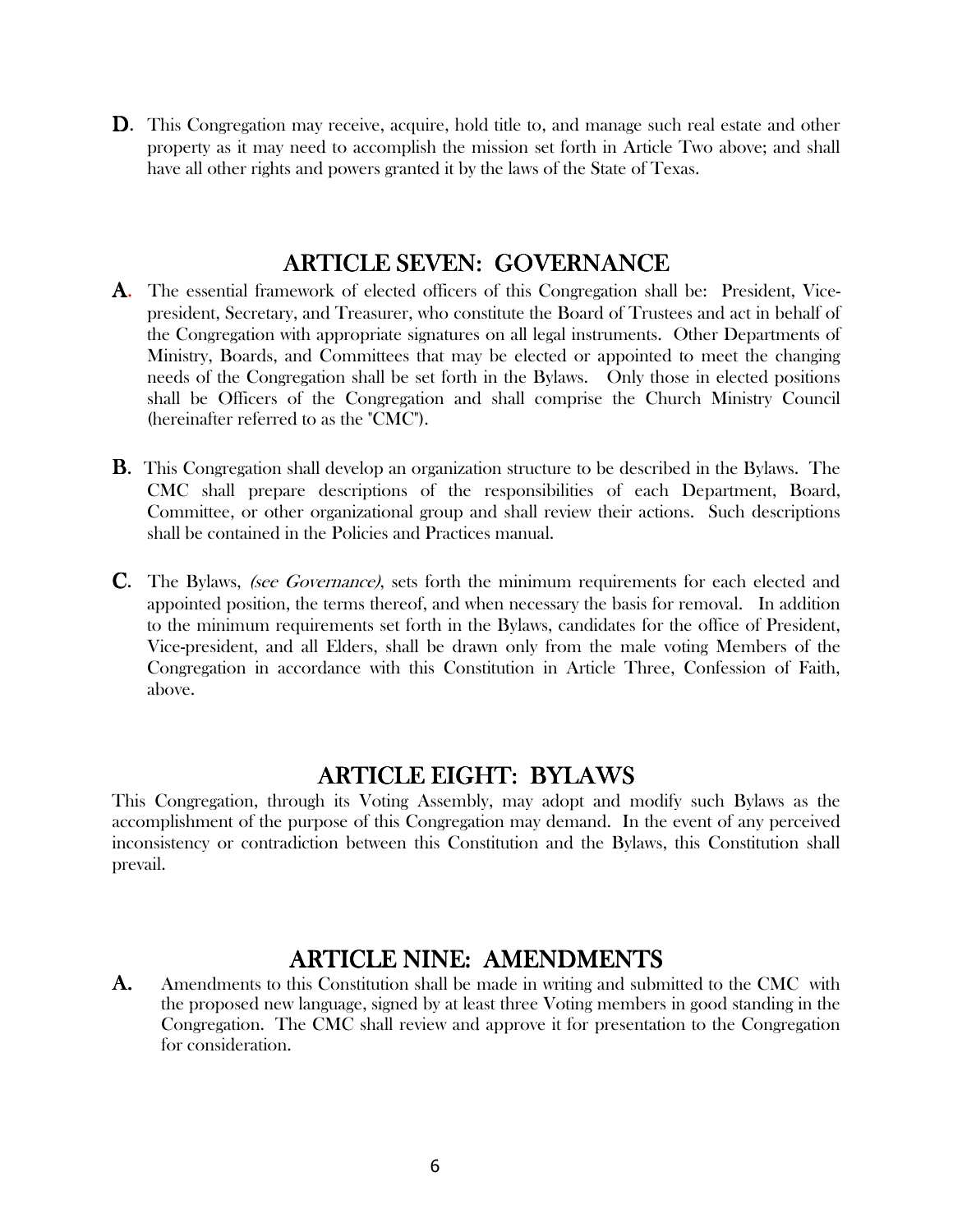**D.** This Congregation may receive, acquire, hold title to, and manage such real estate and other property as it may need to accomplish the mission set forth in Article Two above; and shall have all other rights and powers granted it by the laws of the State of Texas.

## ARTICLE SEVEN: GOVERNANCE

**A.** The essential framework of elected officers of this Congregation shall be: President, Vice-president, Secretary, and Treasurer, who constitute the Board of Trustees and act in behalf of the Congregation with appropriate signatures on all legal instruments. Other Departments of Ministry, Boards, and Committees that may be elected or appointed to meet the changing needs of the Congregation shall be set forth in the Bylaws. Only those in elected positions shall be Officers of the Congregation and shall comprise the Church Ministry Council (hereinafter referred to as the "CMC").

**B.** This Congregation shall develop an organization structure to be described in the Bylaws. The CMC shall prepare descriptions of the responsibilities of each Department, Board, Committee, or other organizational group and shall review their actions. Such descriptions shall be contained in the Policies and Practices manual.

**C.** The Bylaws, *(see Governance)*, sets forth the minimum requirements for each elected and appointed position, the terms thereof, and when necessary the basis for removal. In addition to the minimum requirements set forth in the Bylaws, candidates for the office of President, Vice-president, and all Elders, shall be drawn only from the male voting Members of the Congregation in accordance with this Constitution in Article Three, Confession of Faith, above.

## ARTICLE EIGHT: BYLAWS

This Congregation, through its Voting Assembly, may adopt and modify such Bylaws as the accomplishment of the purpose of this Congregation may demand. In the event of any perceived inconsistency or contradiction between this Constitution and the Bylaws, this Constitution shall prevail.

## ARTICLE NINE: AMENDMENTS

**A.** Amendments to this Constitution shall be made in writing and submitted to the CMC with the proposed new language, signed by at least three Voting members in good standing in the Congregation. The CMC shall review and approve it for presentation to the Congregation for consideration.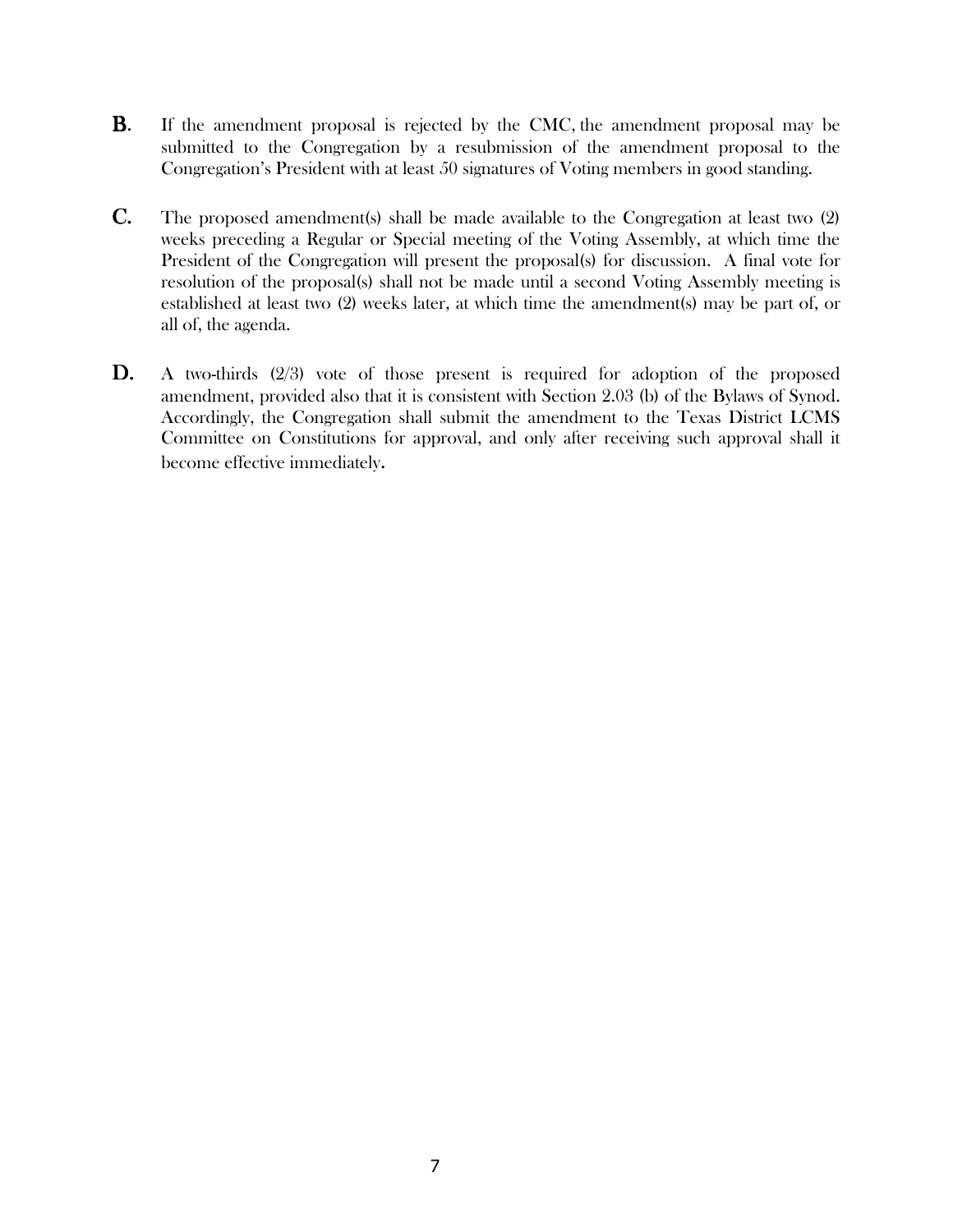**B.** If the amendment proposal is rejected by the CMC, the amendment proposal may be submitted to the Congregation by a resubmission of the amendment proposal to the Congregation's President with at least 50 signatures of Voting members in good standing.

**C.** The proposed amendment(s) shall be made available to the Congregation at least two (2) weeks preceding a Regular or Special meeting of the Voting Assembly, at which time the President of the Congregation will present the proposal(s) for discussion. A final vote for resolution of the proposal(s) shall not be made until a second Voting Assembly meeting is established at least two (2) weeks later, at which time the amendment(s) may be part of, or all of, the agenda.

**D.** A two-thirds (2/3) vote of those present is required for adoption of the proposed amendment, provided also that it is consistent with Section 2.03 (b) of the Bylaws of Synod. Accordingly, the Congregation shall submit the amendment to the Texas District LCMS Committee on Constitutions for approval, and only after receiving such approval shall it become effective immediately.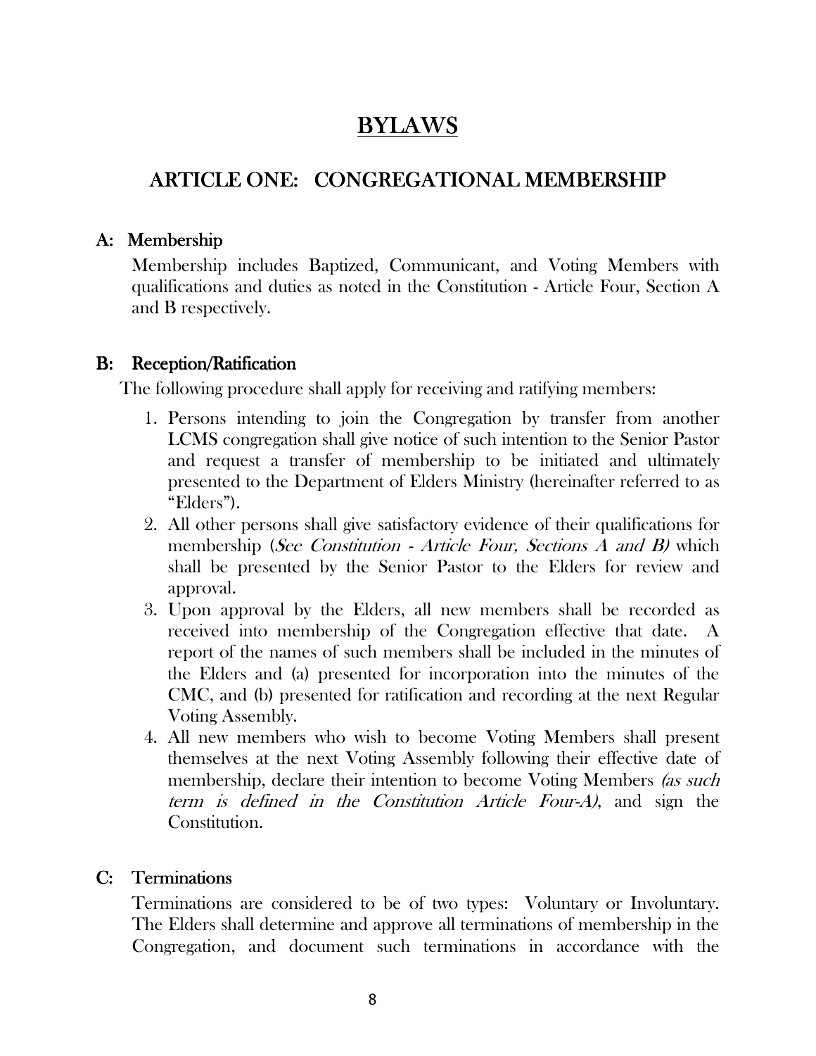# BYLAWS

## ARTICLE ONE: CONGREGATIONAL MEMBERSHIP

### A: Membership

Membership includes Baptized, Communicant, and Voting Members with qualifications and duties as noted in the Constitution - Article Four, Section A and B respectively.

### B: Reception/Ratification

The following procedure shall apply for receiving and ratifying members:

1. Persons intending to join the Congregation by transfer from another LCMS congregation shall give notice of such intention to the Senior Pastor and request a transfer of membership to be initiated and ultimately presented to the Department of Elders Ministry (hereinafter referred to as "Elders").
2. All other persons shall give satisfactory evidence of their qualifications for membership (*See Constitution - Article Four, Sections A and B)* which shall be presented by the Senior Pastor to the Elders for review and approval.
3. Upon approval by the Elders, all new members shall be recorded as received into membership of the Congregation effective that date. A report of the names of such members shall be included in the minutes of the Elders and (a) presented for incorporation into the minutes of the CMC, and (b) presented for ratification and recording at the next Regular Voting Assembly.
4. All new members who wish to become Voting Members shall present themselves at the next Voting Assembly following their effective date of membership, declare their intention to become Voting Members *(as such term is defined in the Constitution Article Four-A)*, and sign the Constitution.

### C: Terminations

Terminations are considered to be of two types: Voluntary or Involuntary. The Elders shall determine and approve all terminations of membership in the Congregation, and document such terminations in accordance with the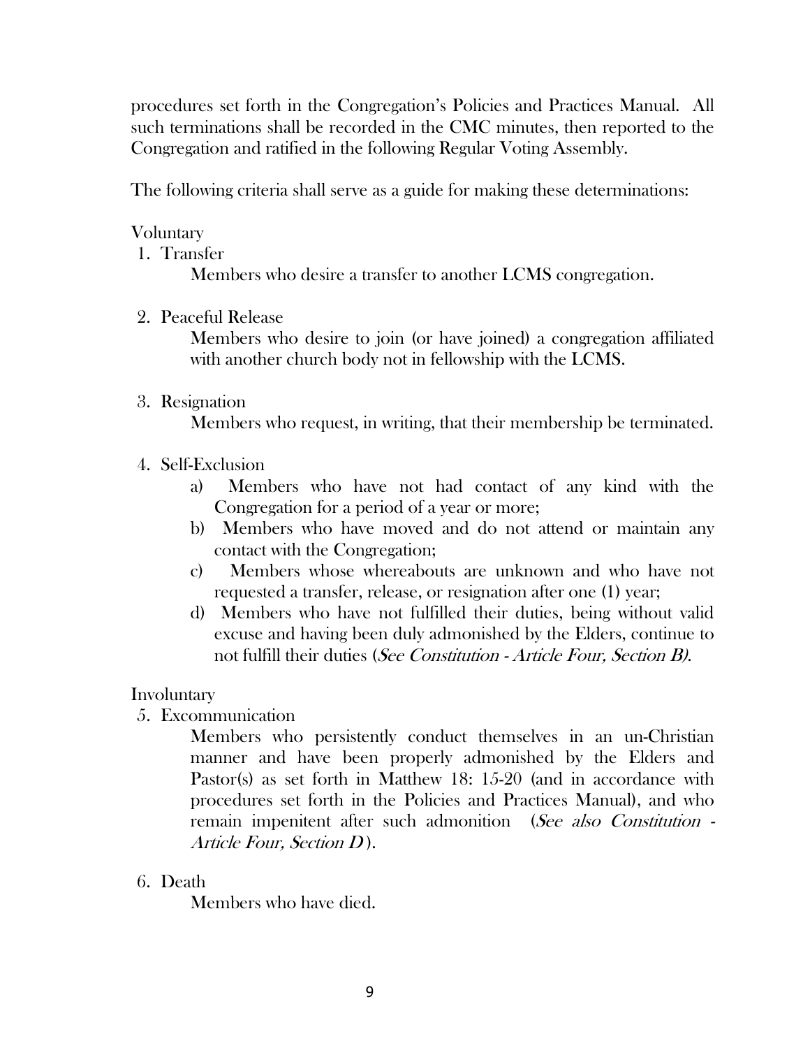procedures set forth in the Congregation's Policies and Practices Manual. All such terminations shall be recorded in the CMC minutes, then reported to the Congregation and ratified in the following Regular Voting Assembly.

The following criteria shall serve as a guide for making these determinations:

Voluntary

1. Transfer

   Members who desire a transfer to another LCMS congregation.

2. Peaceful Release

   Members who desire to join (or have joined) a congregation affiliated with another church body not in fellowship with the LCMS.

3. Resignation

   Members who request, in writing, that their membership be terminated.

4. Self-Exclusion

   a) Members who have not had contact of any kind with the Congregation for a period of a year or more;

   b) Members who have moved and do not attend or maintain any contact with the Congregation;

   c) Members whose whereabouts are unknown and who have not requested a transfer, release, or resignation after one (1) year;

   d) Members who have not fulfilled their duties, being without valid excuse and having been duly admonished by the Elders, continue to not fulfill their duties (*See Constitution - Article Four, Section B)*.

Involuntary

5. Excommunication

   Members who persistently conduct themselves in an un-Christian manner and have been properly admonished by the Elders and Pastor(s) as set forth in Matthew 18: 15-20 (and in accordance with procedures set forth in the Policies and Practices Manual), and who remain impenitent after such admonition (*See also Constitution - Article Four, Section D*).

6. Death

   Members who have died.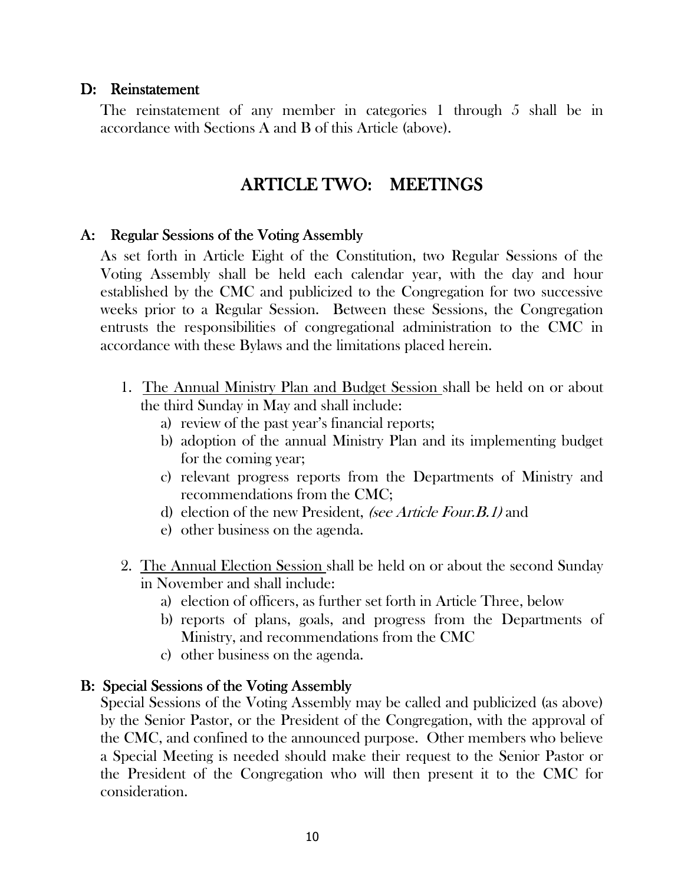### D: Reinstatement

The reinstatement of any member in categories 1 through 5 shall be in accordance with Sections A and B of this Article (above).

## ARTICLE TWO: MEETINGS

### A: Regular Sessions of the Voting Assembly

As set forth in Article Eight of the Constitution, two Regular Sessions of the Voting Assembly shall be held each calendar year, with the day and hour established by the CMC and publicized to the Congregation for two successive weeks prior to a Regular Session. Between these Sessions, the Congregation entrusts the responsibilities of congregational administration to the CMC in accordance with these Bylaws and the limitations placed herein.

1. <u>The Annual Ministry Plan and Budget Session</u> shall be held on or about the third Sunday in May and shall include:
   a) review of the past year's financial reports;
   b) adoption of the annual Ministry Plan and its implementing budget for the coming year;
   c) relevant progress reports from the Departments of Ministry and recommendations from the CMC;
   d) election of the new President, *(see Article Four.B.1)* and
   e) other business on the agenda.

2. <u>The Annual Election Session</u> shall be held on or about the second Sunday in November and shall include:
   a) election of officers, as further set forth in Article Three, below
   b) reports of plans, goals, and progress from the Departments of Ministry, and recommendations from the CMC
   c) other business on the agenda.

### B: Special Sessions of the Voting Assembly

Special Sessions of the Voting Assembly may be called and publicized (as above) by the Senior Pastor, or the President of the Congregation, with the approval of the CMC, and confined to the announced purpose. Other members who believe a Special Meeting is needed should make their request to the Senior Pastor or the President of the Congregation who will then present it to the CMC for consideration.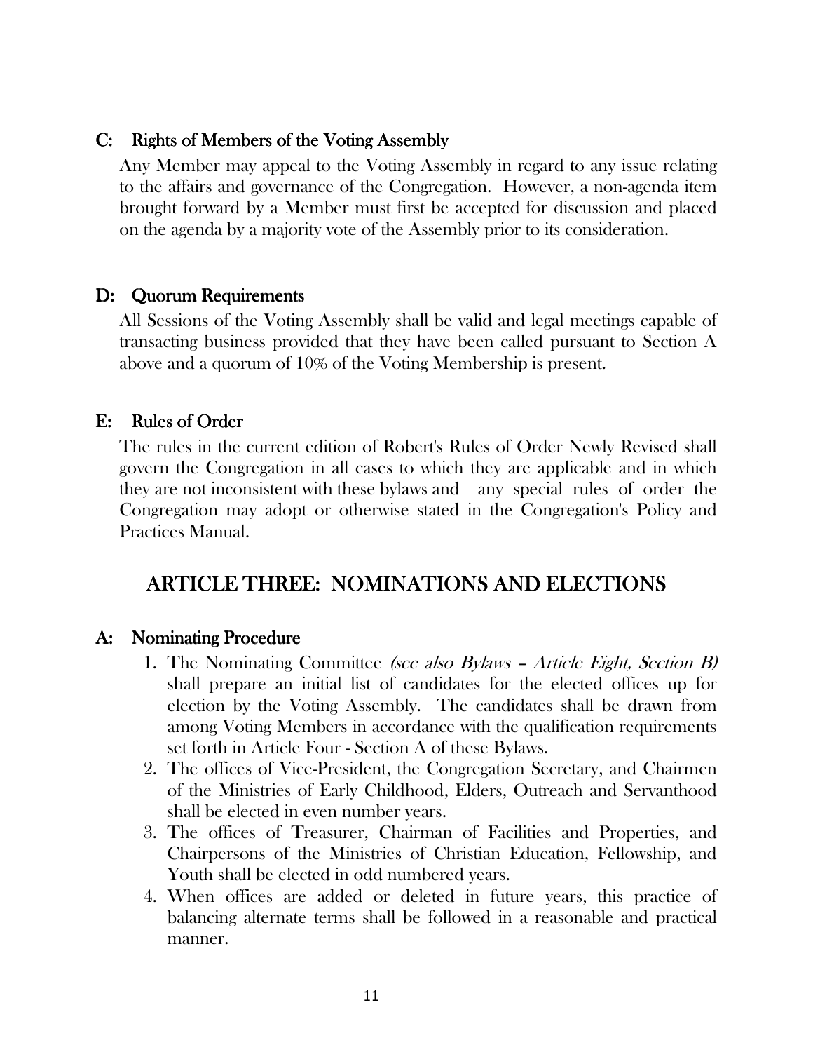### C: Rights of Members of the Voting Assembly

Any Member may appeal to the Voting Assembly in regard to any issue relating to the affairs and governance of the Congregation. However, a non-agenda item brought forward by a Member must first be accepted for discussion and placed on the agenda by a majority vote of the Assembly prior to its consideration.

### D: Quorum Requirements

All Sessions of the Voting Assembly shall be valid and legal meetings capable of transacting business provided that they have been called pursuant to Section A above and a quorum of 10% of the Voting Membership is present.

### E: Rules of Order

The rules in the current edition of Robert's Rules of Order Newly Revised shall govern the Congregation in all cases to which they are applicable and in which they are not inconsistent with these bylaws and any special rules of order the Congregation may adopt or otherwise stated in the Congregation's Policy and Practices Manual.

## ARTICLE THREE: NOMINATIONS AND ELECTIONS

### A: Nominating Procedure

1. The Nominating Committee *(see also Bylaws – Article Eight, Section B)* shall prepare an initial list of candidates for the elected offices up for election by the Voting Assembly. The candidates shall be drawn from among Voting Members in accordance with the qualification requirements set forth in Article Four - Section A of these Bylaws.
2. The offices of Vice-President, the Congregation Secretary, and Chairmen of the Ministries of Early Childhood, Elders, Outreach and Servanthood shall be elected in even number years.
3. The offices of Treasurer, Chairman of Facilities and Properties, and Chairpersons of the Ministries of Christian Education, Fellowship, and Youth shall be elected in odd numbered years.
4. When offices are added or deleted in future years, this practice of balancing alternate terms shall be followed in a reasonable and practical manner.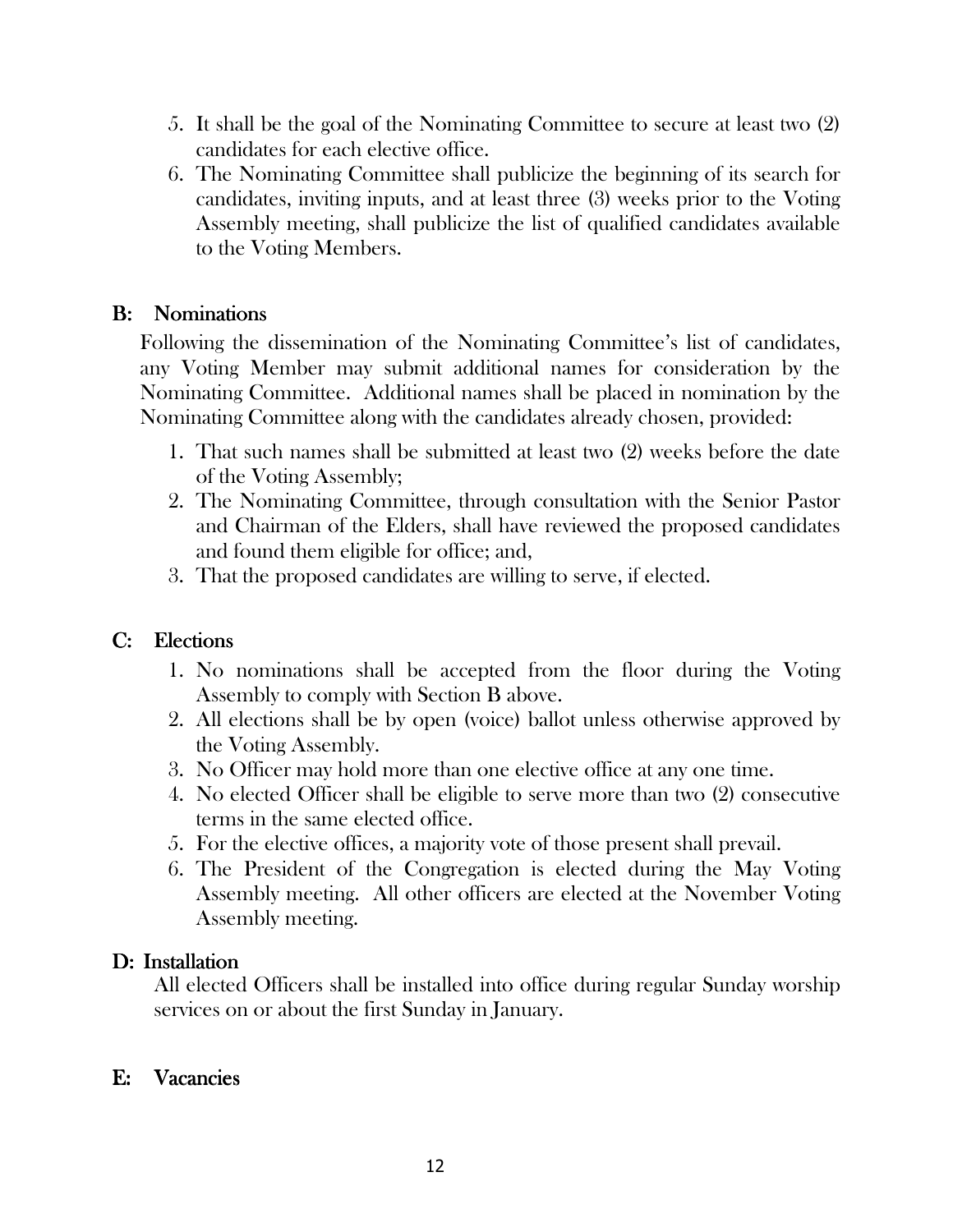5. It shall be the goal of the Nominating Committee to secure at least two (2) candidates for each elective office.
6. The Nominating Committee shall publicize the beginning of its search for candidates, inviting inputs, and at least three (3) weeks prior to the Voting Assembly meeting, shall publicize the list of qualified candidates available to the Voting Members.

## B: Nominations

Following the dissemination of the Nominating Committee's list of candidates, any Voting Member may submit additional names for consideration by the Nominating Committee. Additional names shall be placed in nomination by the Nominating Committee along with the candidates already chosen, provided:

1. That such names shall be submitted at least two (2) weeks before the date of the Voting Assembly;
2. The Nominating Committee, through consultation with the Senior Pastor and Chairman of the Elders, shall have reviewed the proposed candidates and found them eligible for office; and,
3. That the proposed candidates are willing to serve, if elected.

## C: Elections

1. No nominations shall be accepted from the floor during the Voting Assembly to comply with Section B above.
2. All elections shall be by open (voice) ballot unless otherwise approved by the Voting Assembly.
3. No Officer may hold more than one elective office at any one time.
4. No elected Officer shall be eligible to serve more than two (2) consecutive terms in the same elected office.
5. For the elective offices, a majority vote of those present shall prevail.
6. The President of the Congregation is elected during the May Voting Assembly meeting. All other officers are elected at the November Voting Assembly meeting.

## D: Installation

All elected Officers shall be installed into office during regular Sunday worship services on or about the first Sunday in January.

## E: Vacancies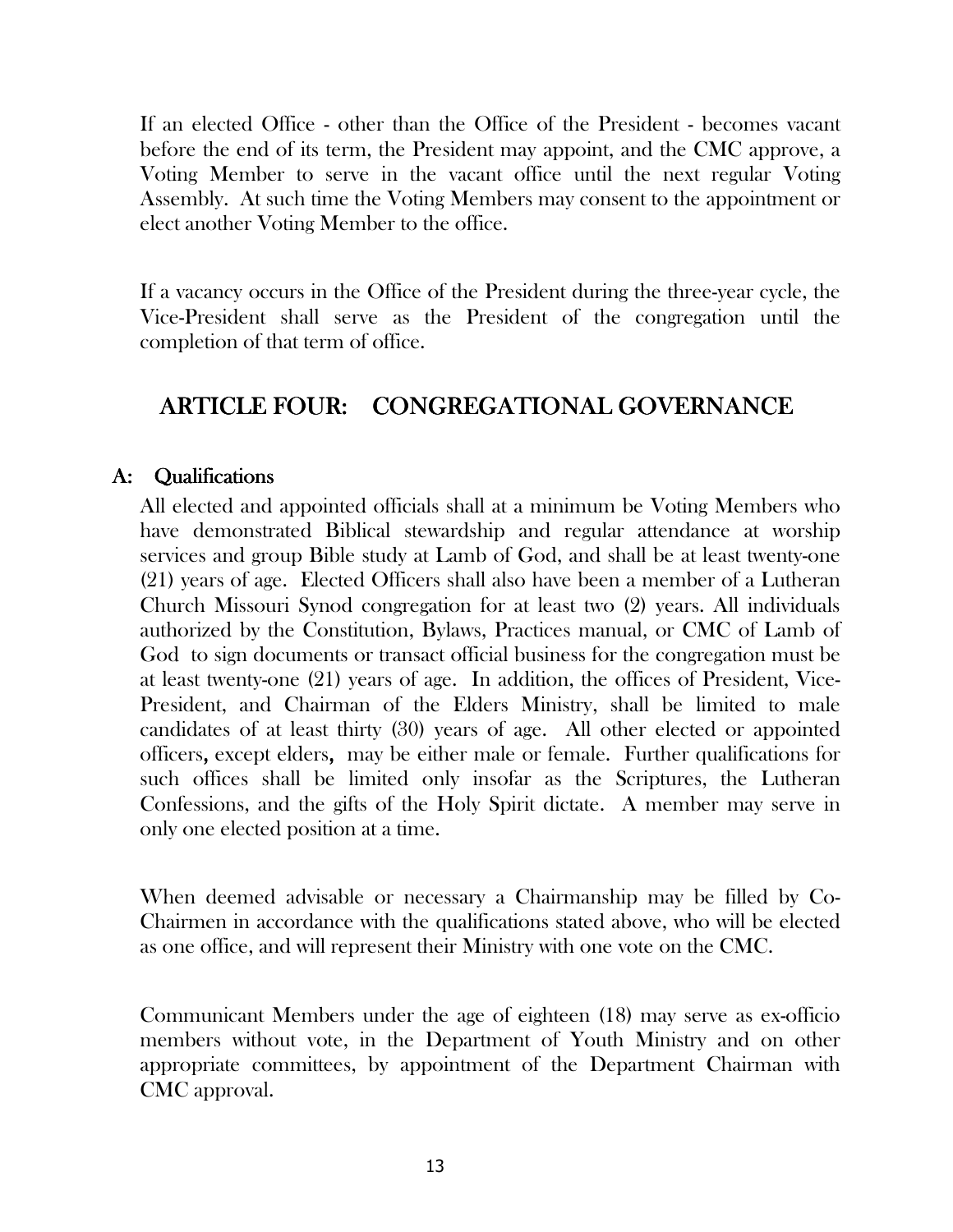If an elected Office - other than the Office of the President - becomes vacant before the end of its term, the President may appoint, and the CMC approve, a Voting Member to serve in the vacant office until the next regular Voting Assembly. At such time the Voting Members may consent to the appointment or elect another Voting Member to the office.

If a vacancy occurs in the Office of the President during the three-year cycle, the Vice-President shall serve as the President of the congregation until the completion of that term of office.

## ARTICLE FOUR: CONGREGATIONAL GOVERNANCE

### A: Qualifications

All elected and appointed officials shall at a minimum be Voting Members who have demonstrated Biblical stewardship and regular attendance at worship services and group Bible study at Lamb of God, and shall be at least twenty-one (21) years of age. Elected Officers shall also have been a member of a Lutheran Church Missouri Synod congregation for at least two (2) years. All individuals authorized by the Constitution, Bylaws, Practices manual, or CMC of Lamb of God to sign documents or transact official business for the congregation must be at least twenty-one (21) years of age. In addition, the offices of President, Vice-President, and Chairman of the Elders Ministry, shall be limited to male candidates of at least thirty (30) years of age. All other elected or appointed officers, except elders, may be either male or female. Further qualifications for such offices shall be limited only insofar as the Scriptures, the Lutheran Confessions, and the gifts of the Holy Spirit dictate. A member may serve in only one elected position at a time.

When deemed advisable or necessary a Chairmanship may be filled by Co-Chairmen in accordance with the qualifications stated above, who will be elected as one office, and will represent their Ministry with one vote on the CMC.

Communicant Members under the age of eighteen (18) may serve as ex-officio members without vote, in the Department of Youth Ministry and on other appropriate committees, by appointment of the Department Chairman with CMC approval.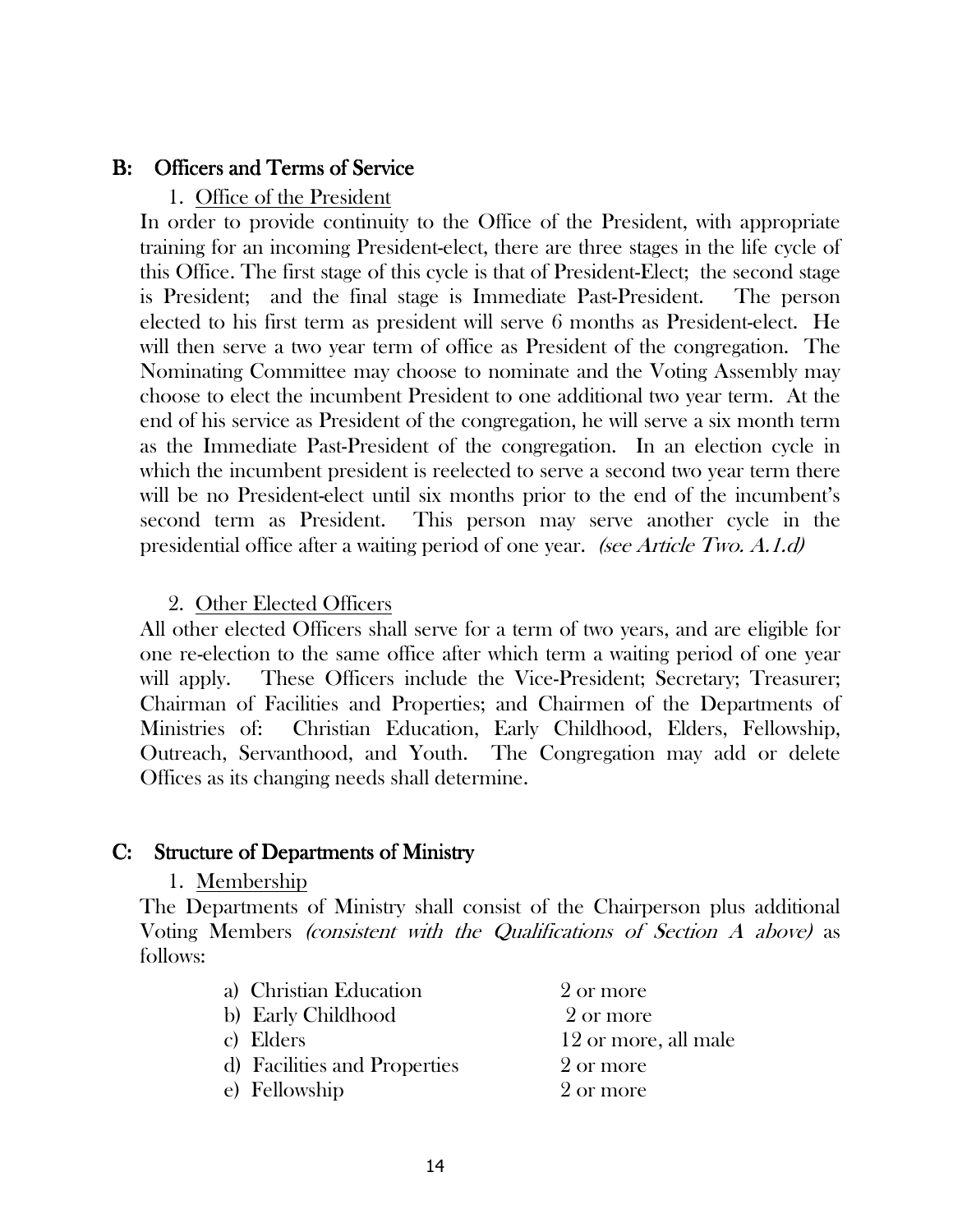## B: Officers and Terms of Service

1. <u>Office of the President</u>

In order to provide continuity to the Office of the President, with appropriate training for an incoming President-elect, there are three stages in the life cycle of this Office. The first stage of this cycle is that of President-Elect; the second stage is President; and the final stage is Immediate Past-President. The person elected to his first term as president will serve 6 months as President-elect. He will then serve a two year term of office as President of the congregation. The Nominating Committee may choose to nominate and the Voting Assembly may choose to elect the incumbent President to one additional two year term. At the end of his service as President of the congregation, he will serve a six month term as the Immediate Past-President of the congregation. In an election cycle in which the incumbent president is reelected to serve a second two year term there will be no President-elect until six months prior to the end of the incumbent's second term as President. This person may serve another cycle in the presidential office after a waiting period of one year. *(see Article Two. A.1.d)*

2. <u>Other Elected Officers</u>

All other elected Officers shall serve for a term of two years, and are eligible for one re-election to the same office after which term a waiting period of one year will apply. These Officers include the Vice-President; Secretary; Treasurer; Chairman of Facilities and Properties; and Chairmen of the Departments of Ministries of: Christian Education, Early Childhood, Elders, Fellowship, Outreach, Servanthood, and Youth. The Congregation may add or delete Offices as its changing needs shall determine.

## C: Structure of Departments of Ministry

1. <u>Membership</u>

The Departments of Ministry shall consist of the Chairperson plus additional Voting Members *(consistent with the Qualifications of Section A above)* as follows:

| | |
|---|---|
| a) Christian Education | 2 or more |
| b) Early Childhood | 2 or more |
| c) Elders | 12 or more, all male |
| d) Facilities and Properties | 2 or more |
| e) Fellowship | 2 or more |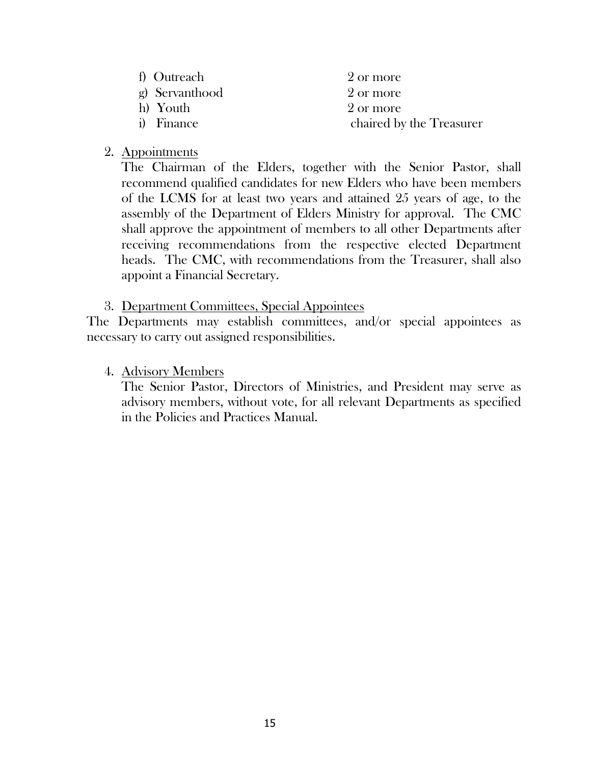| | |
|---|---|
| f) Outreach | 2 or more |
| g) Servanthood | 2 or more |
| h) Youth | 2 or more |
| i) Finance | chaired by the Treasurer |

2. <u>Appointments</u>

   The Chairman of the Elders, together with the Senior Pastor, shall recommend qualified candidates for new Elders who have been members of the LCMS for at least two years and attained 25 years of age, to the assembly of the Department of Elders Ministry for approval. The CMC shall approve the appointment of members to all other Departments after receiving recommendations from the respective elected Department heads. The CMC, with recommendations from the Treasurer, shall also appoint a Financial Secretary.

3. <u>Department Committees, Special Appointees</u>

The Departments may establish committees, and/or special appointees as necessary to carry out assigned responsibilities.

4. <u>Advisory Members</u>

   The Senior Pastor, Directors of Ministries, and President may serve as advisory members, without vote, for all relevant Departments as specified in the Policies and Practices Manual.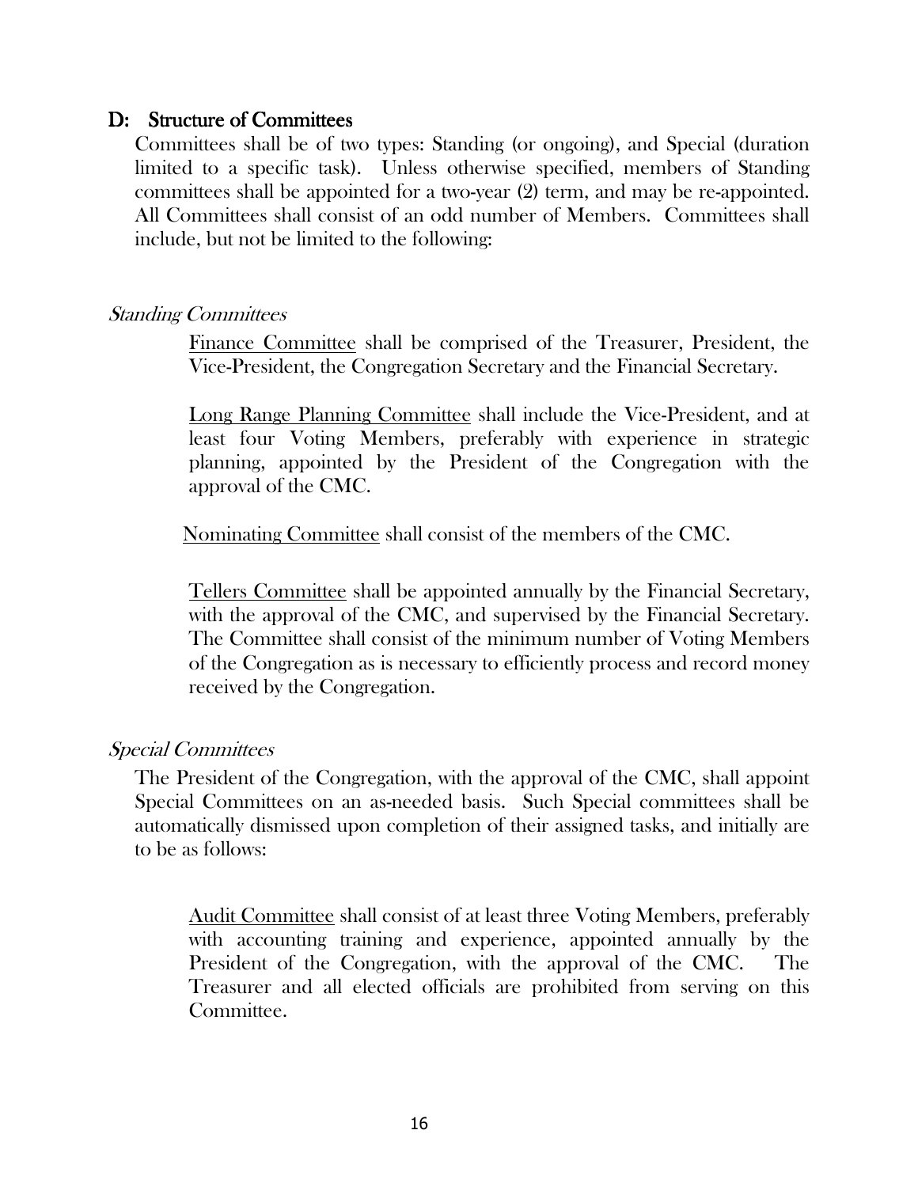## D: Structure of Committees

Committees shall be of two types: Standing (or ongoing), and Special (duration limited to a specific task). Unless otherwise specified, members of Standing committees shall be appointed for a two-year (2) term, and may be re-appointed. All Committees shall consist of an odd number of Members. Committees shall include, but not be limited to the following:

*Standing Committees*

<u>Finance Committee</u> shall be comprised of the Treasurer, President, the Vice-President, the Congregation Secretary and the Financial Secretary.

<u>Long Range Planning Committee</u> shall include the Vice-President, and at least four Voting Members, preferably with experience in strategic planning, appointed by the President of the Congregation with the approval of the CMC.

<u>Nominating Committee</u> shall consist of the members of the CMC.

<u>Tellers Committee</u> shall be appointed annually by the Financial Secretary, with the approval of the CMC, and supervised by the Financial Secretary. The Committee shall consist of the minimum number of Voting Members of the Congregation as is necessary to efficiently process and record money received by the Congregation.

*Special Committees*

The President of the Congregation, with the approval of the CMC, shall appoint Special Committees on an as-needed basis. Such Special committees shall be automatically dismissed upon completion of their assigned tasks, and initially are to be as follows:

<u>Audit Committee</u> shall consist of at least three Voting Members, preferably with accounting training and experience, appointed annually by the President of the Congregation, with the approval of the CMC. The Treasurer and all elected officials are prohibited from serving on this Committee.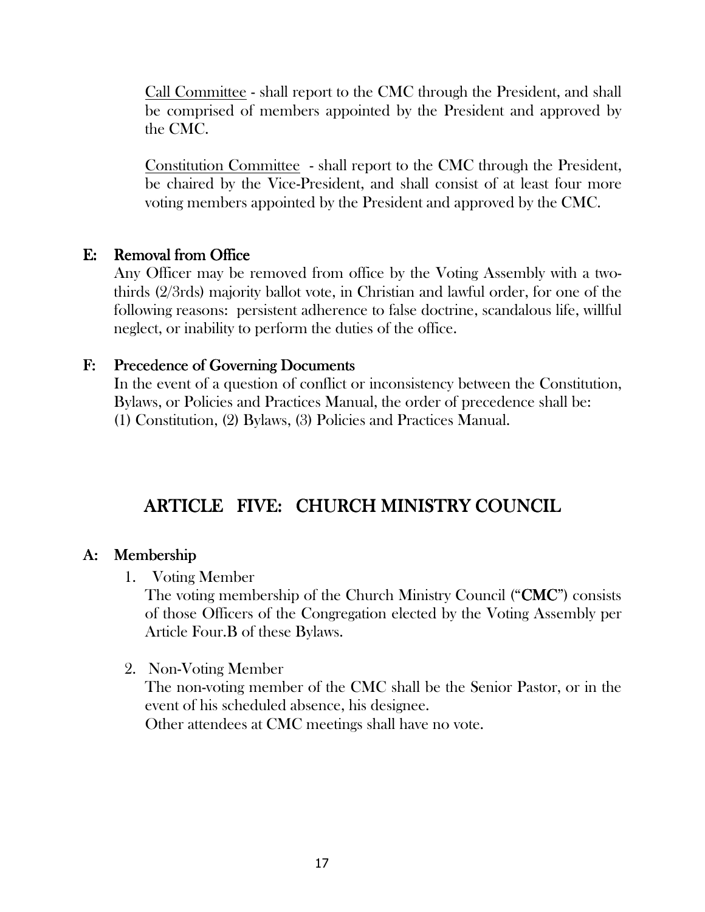<u>Call Committee</u> - shall report to the CMC through the President, and shall be comprised of members appointed by the President and approved by the CMC.

<u>Constitution Committee</u> - shall report to the CMC through the President, be chaired by the Vice-President, and shall consist of at least four more voting members appointed by the President and approved by the CMC.

### E: Removal from Office

Any Officer may be removed from office by the Voting Assembly with a two-thirds (2/3rds) majority ballot vote, in Christian and lawful order, for one of the following reasons: persistent adherence to false doctrine, scandalous life, willful neglect, or inability to perform the duties of the office.

### F: Precedence of Governing Documents

In the event of a question of conflict or inconsistency between the Constitution, Bylaws, or Policies and Practices Manual, the order of precedence shall be:
(1) Constitution, (2) Bylaws, (3) Policies and Practices Manual.

## ARTICLE FIVE: CHURCH MINISTRY COUNCIL

### A: Membership

1. Voting Member

   The voting membership of the Church Ministry Council ("**CMC**") consists of those Officers of the Congregation elected by the Voting Assembly per Article Four.B of these Bylaws.

2. Non-Voting Member

   The non-voting member of the CMC shall be the Senior Pastor, or in the event of his scheduled absence, his designee.
   Other attendees at CMC meetings shall have no vote.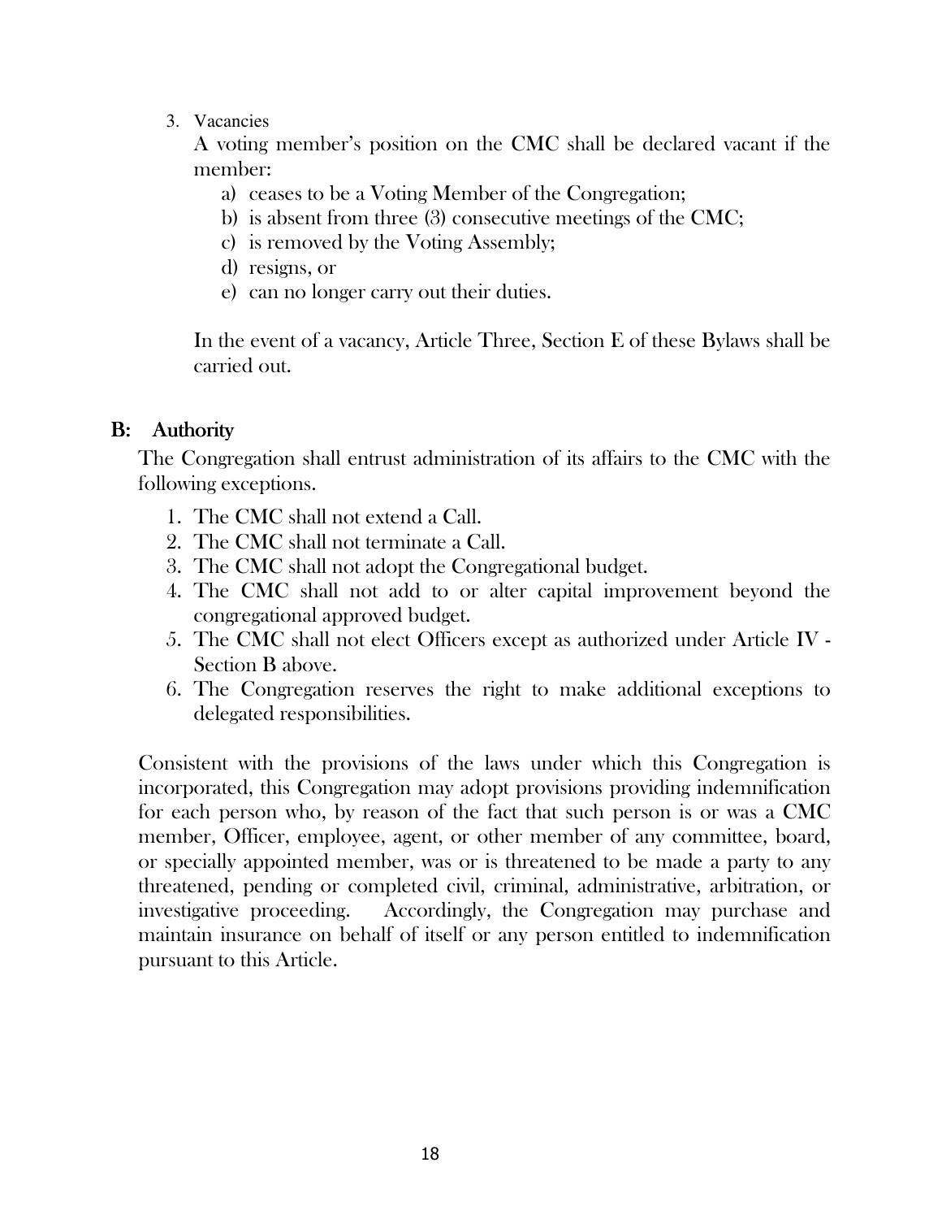3. Vacancies

   A voting member's position on the CMC shall be declared vacant if the member:

   a) ceases to be a Voting Member of the Congregation;
   b) is absent from three (3) consecutive meetings of the CMC;
   c) is removed by the Voting Assembly;
   d) resigns, or
   e) can no longer carry out their duties.

   In the event of a vacancy, Article Three, Section E of these Bylaws shall be carried out.

## B: Authority

The Congregation shall entrust administration of its affairs to the CMC with the following exceptions.

1. The CMC shall not extend a Call.
2. The CMC shall not terminate a Call.
3. The CMC shall not adopt the Congregational budget.
4. The CMC shall not add to or alter capital improvement beyond the congregational approved budget.
5. The CMC shall not elect Officers except as authorized under Article IV - Section B above.
6. The Congregation reserves the right to make additional exceptions to delegated responsibilities.

Consistent with the provisions of the laws under which this Congregation is incorporated, this Congregation may adopt provisions providing indemnification for each person who, by reason of the fact that such person is or was a CMC member, Officer, employee, agent, or other member of any committee, board, or specially appointed member, was or is threatened to be made a party to any threatened, pending or completed civil, criminal, administrative, arbitration, or investigative proceeding. Accordingly, the Congregation may purchase and maintain insurance on behalf of itself or any person entitled to indemnification pursuant to this Article.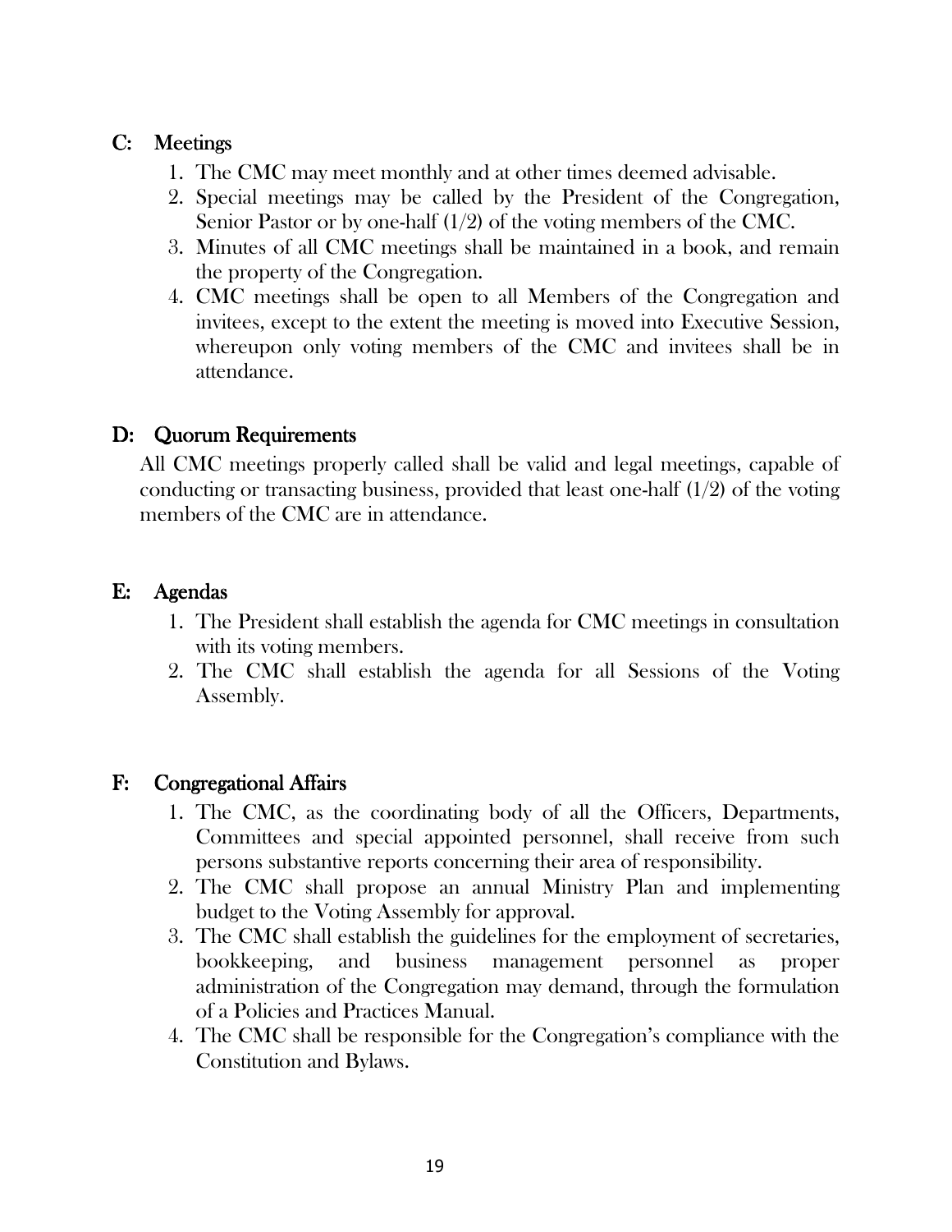## C: Meetings

1. The CMC may meet monthly and at other times deemed advisable.
2. Special meetings may be called by the President of the Congregation, Senior Pastor or by one-half (1/2) of the voting members of the CMC.
3. Minutes of all CMC meetings shall be maintained in a book, and remain the property of the Congregation.
4. CMC meetings shall be open to all Members of the Congregation and invitees, except to the extent the meeting is moved into Executive Session, whereupon only voting members of the CMC and invitees shall be in attendance.

## D: Quorum Requirements

All CMC meetings properly called shall be valid and legal meetings, capable of conducting or transacting business, provided that least one-half (1/2) of the voting members of the CMC are in attendance.

## E: Agendas

1. The President shall establish the agenda for CMC meetings in consultation with its voting members.
2. The CMC shall establish the agenda for all Sessions of the Voting Assembly.

## F: Congregational Affairs

1. The CMC, as the coordinating body of all the Officers, Departments, Committees and special appointed personnel, shall receive from such persons substantive reports concerning their area of responsibility.
2. The CMC shall propose an annual Ministry Plan and implementing budget to the Voting Assembly for approval.
3. The CMC shall establish the guidelines for the employment of secretaries, bookkeeping, and business management personnel as proper administration of the Congregation may demand, through the formulation of a Policies and Practices Manual.
4. The CMC shall be responsible for the Congregation's compliance with the Constitution and Bylaws.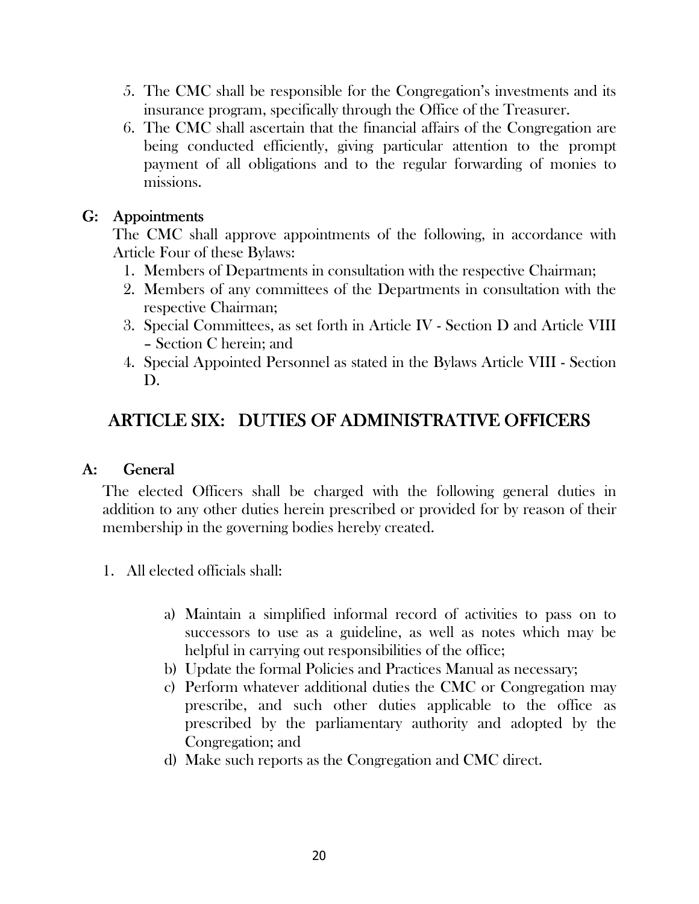5. The CMC shall be responsible for the Congregation's investments and its insurance program, specifically through the Office of the Treasurer.
6. The CMC shall ascertain that the financial affairs of the Congregation are being conducted efficiently, giving particular attention to the prompt payment of all obligations and to the regular forwarding of monies to missions.

### G: Appointments

The CMC shall approve appointments of the following, in accordance with Article Four of these Bylaws:

1. Members of Departments in consultation with the respective Chairman;
2. Members of any committees of the Departments in consultation with the respective Chairman;
3. Special Committees, as set forth in Article IV - Section D and Article VIII – Section C herein; and
4. Special Appointed Personnel as stated in the Bylaws Article VIII - Section D.

## ARTICLE SIX: DUTIES OF ADMINISTRATIVE OFFICERS

### A: General

The elected Officers shall be charged with the following general duties in addition to any other duties herein prescribed or provided for by reason of their membership in the governing bodies hereby created.

1. All elected officials shall:

    a) Maintain a simplified informal record of activities to pass on to successors to use as a guideline, as well as notes which may be helpful in carrying out responsibilities of the office;
    b) Update the formal Policies and Practices Manual as necessary;
    c) Perform whatever additional duties the CMC or Congregation may prescribe, and such other duties applicable to the office as prescribed by the parliamentary authority and adopted by the Congregation; and
    d) Make such reports as the Congregation and CMC direct.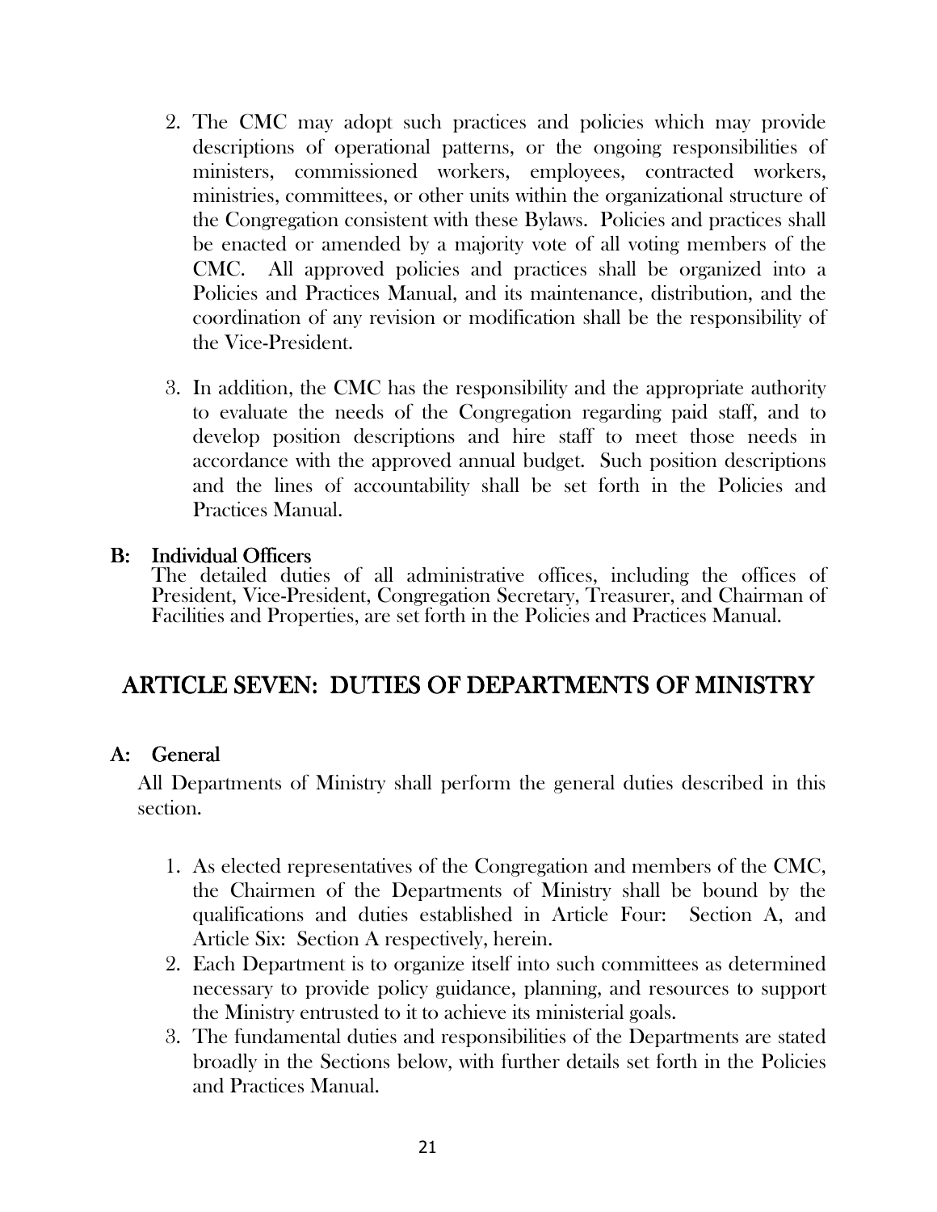2. The CMC may adopt such practices and policies which may provide descriptions of operational patterns, or the ongoing responsibilities of ministers, commissioned workers, employees, contracted workers, ministries, committees, or other units within the organizational structure of the Congregation consistent with these Bylaws. Policies and practices shall be enacted or amended by a majority vote of all voting members of the CMC. All approved policies and practices shall be organized into a Policies and Practices Manual, and its maintenance, distribution, and the coordination of any revision or modification shall be the responsibility of the Vice-President.

3. In addition, the CMC has the responsibility and the appropriate authority to evaluate the needs of the Congregation regarding paid staff, and to develop position descriptions and hire staff to meet those needs in accordance with the approved annual budget. Such position descriptions and the lines of accountability shall be set forth in the Policies and Practices Manual.

### B: Individual Officers

The detailed duties of all administrative offices, including the offices of President, Vice-President, Congregation Secretary, Treasurer, and Chairman of Facilities and Properties, are set forth in the Policies and Practices Manual.

## ARTICLE SEVEN: DUTIES OF DEPARTMENTS OF MINISTRY

### A: General

All Departments of Ministry shall perform the general duties described in this section.

1. As elected representatives of the Congregation and members of the CMC, the Chairmen of the Departments of Ministry shall be bound by the qualifications and duties established in Article Four: Section A, and Article Six: Section A respectively, herein.
2. Each Department is to organize itself into such committees as determined necessary to provide policy guidance, planning, and resources to support the Ministry entrusted to it to achieve its ministerial goals.
3. The fundamental duties and responsibilities of the Departments are stated broadly in the Sections below, with further details set forth in the Policies and Practices Manual.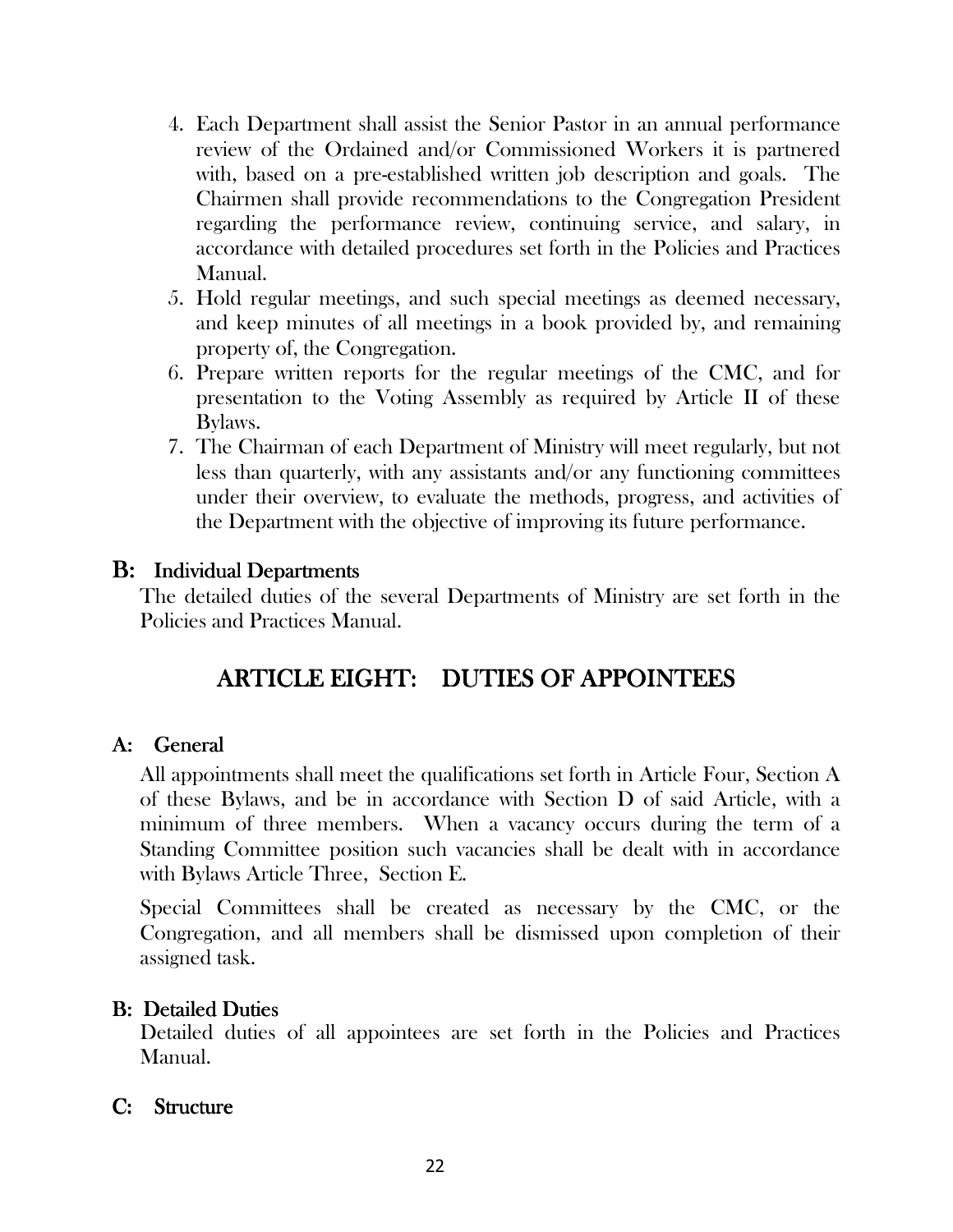4. Each Department shall assist the Senior Pastor in an annual performance review of the Ordained and/or Commissioned Workers it is partnered with, based on a pre-established written job description and goals. The Chairmen shall provide recommendations to the Congregation President regarding the performance review, continuing service, and salary, in accordance with detailed procedures set forth in the Policies and Practices Manual.
5. Hold regular meetings, and such special meetings as deemed necessary, and keep minutes of all meetings in a book provided by, and remaining property of, the Congregation.
6. Prepare written reports for the regular meetings of the CMC, and for presentation to the Voting Assembly as required by Article II of these Bylaws.
7. The Chairman of each Department of Ministry will meet regularly, but not less than quarterly, with any assistants and/or any functioning committees under their overview, to evaluate the methods, progress, and activities of the Department with the objective of improving its future performance.

### B: Individual Departments

The detailed duties of the several Departments of Ministry are set forth in the Policies and Practices Manual.

## ARTICLE EIGHT: DUTIES OF APPOINTEES

### A: General

All appointments shall meet the qualifications set forth in Article Four, Section A of these Bylaws, and be in accordance with Section D of said Article, with a minimum of three members. When a vacancy occurs during the term of a Standing Committee position such vacancies shall be dealt with in accordance with Bylaws Article Three, Section E.

Special Committees shall be created as necessary by the CMC, or the Congregation, and all members shall be dismissed upon completion of their assigned task.

### B: Detailed Duties

Detailed duties of all appointees are set forth in the Policies and Practices Manual.

### C: Structure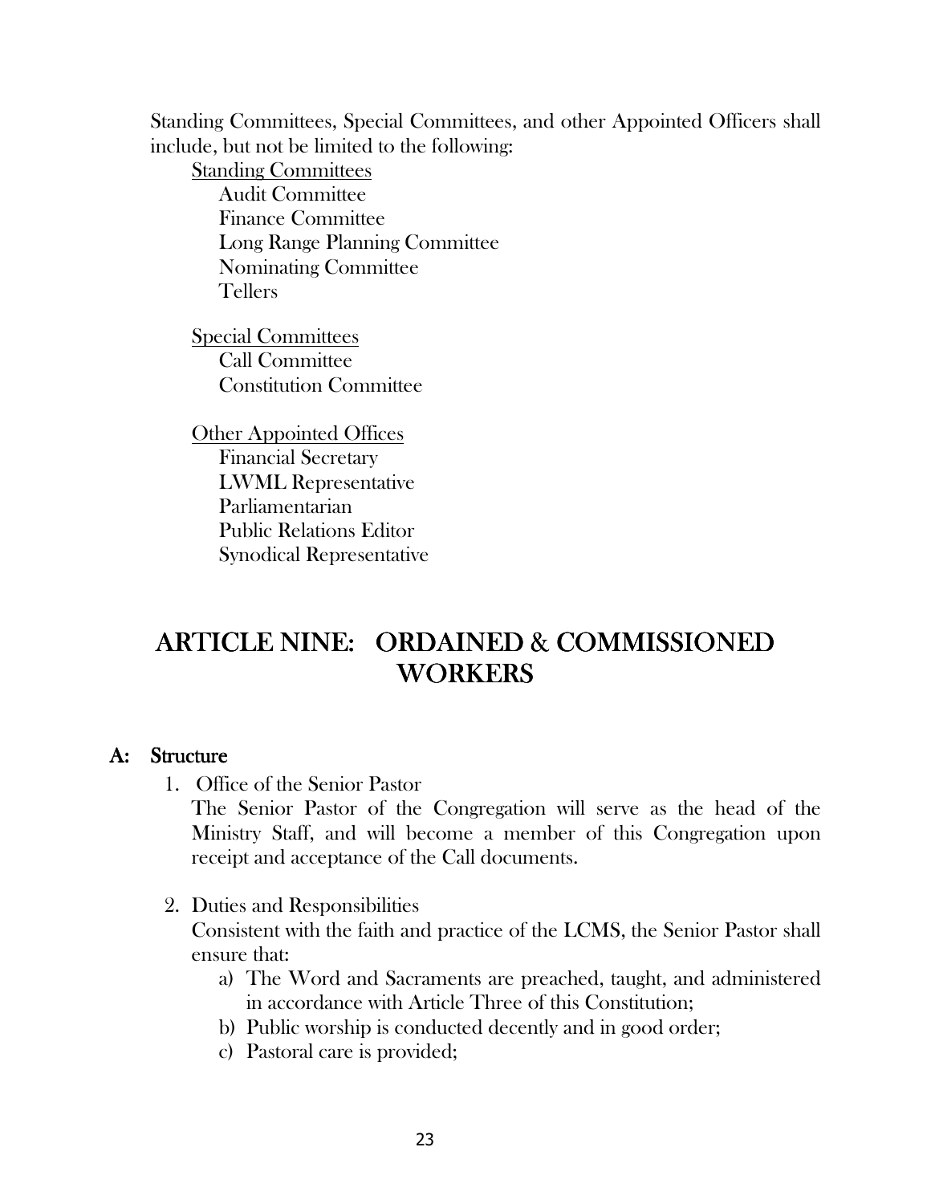Standing Committees, Special Committees, and other Appointed Officers shall include, but not be limited to the following:

<u>Standing Committees</u>
- Audit Committee
- Finance Committee
- Long Range Planning Committee
- Nominating Committee
- Tellers

<u>Special Committees</u>
- Call Committee
- Constitution Committee

<u>Other Appointed Offices</u>
- Financial Secretary
- LWML Representative
- Parliamentarian
- Public Relations Editor
- Synodical Representative

# ARTICLE NINE: ORDAINED & COMMISSIONED WORKERS

## A: Structure

1. Office of the Senior Pastor

   The Senior Pastor of the Congregation will serve as the head of the Ministry Staff, and will become a member of this Congregation upon receipt and acceptance of the Call documents.

2. Duties and Responsibilities

   Consistent with the faith and practice of the LCMS, the Senior Pastor shall ensure that:

   a) The Word and Sacraments are preached, taught, and administered in accordance with Article Three of this Constitution;
   b) Public worship is conducted decently and in good order;
   c) Pastoral care is provided;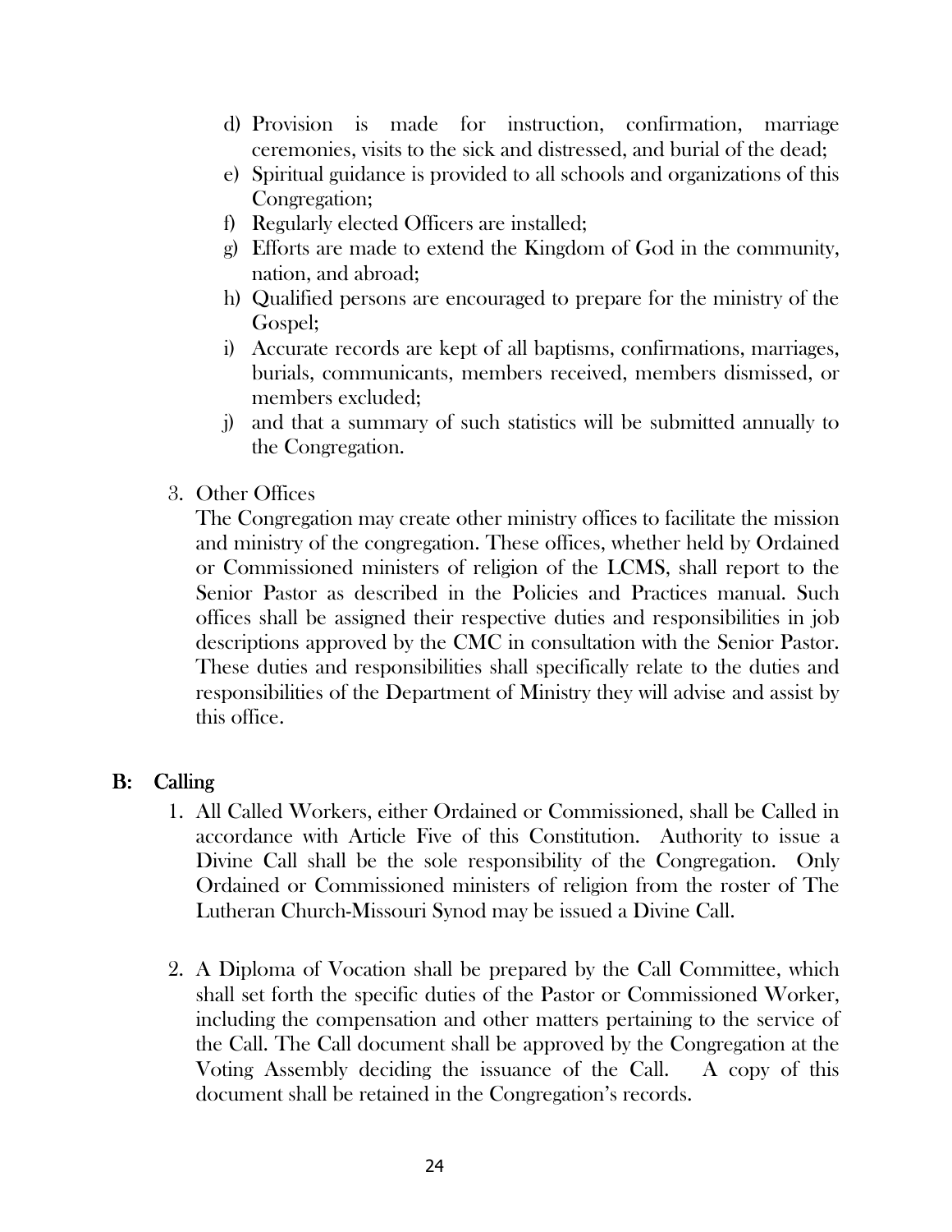d) Provision is made for instruction, confirmation, marriage ceremonies, visits to the sick and distressed, and burial of the dead;
e) Spiritual guidance is provided to all schools and organizations of this Congregation;
f) Regularly elected Officers are installed;
g) Efforts are made to extend the Kingdom of God in the community, nation, and abroad;
h) Qualified persons are encouraged to prepare for the ministry of the Gospel;
i) Accurate records are kept of all baptisms, confirmations, marriages, burials, communicants, members received, members dismissed, or members excluded;
j) and that a summary of such statistics will be submitted annually to the Congregation.

3. Other Offices

   The Congregation may create other ministry offices to facilitate the mission and ministry of the congregation. These offices, whether held by Ordained or Commissioned ministers of religion of the LCMS, shall report to the Senior Pastor as described in the Policies and Practices manual. Such offices shall be assigned their respective duties and responsibilities in job descriptions approved by the CMC in consultation with the Senior Pastor. These duties and responsibilities shall specifically relate to the duties and responsibilities of the Department of Ministry they will advise and assist by this office.

## B: Calling

1. All Called Workers, either Ordained or Commissioned, shall be Called in accordance with Article Five of this Constitution. Authority to issue a Divine Call shall be the sole responsibility of the Congregation. Only Ordained or Commissioned ministers of religion from the roster of The Lutheran Church-Missouri Synod may be issued a Divine Call.

2. A Diploma of Vocation shall be prepared by the Call Committee, which shall set forth the specific duties of the Pastor or Commissioned Worker, including the compensation and other matters pertaining to the service of the Call. The Call document shall be approved by the Congregation at the Voting Assembly deciding the issuance of the Call. A copy of this document shall be retained in the Congregation's records.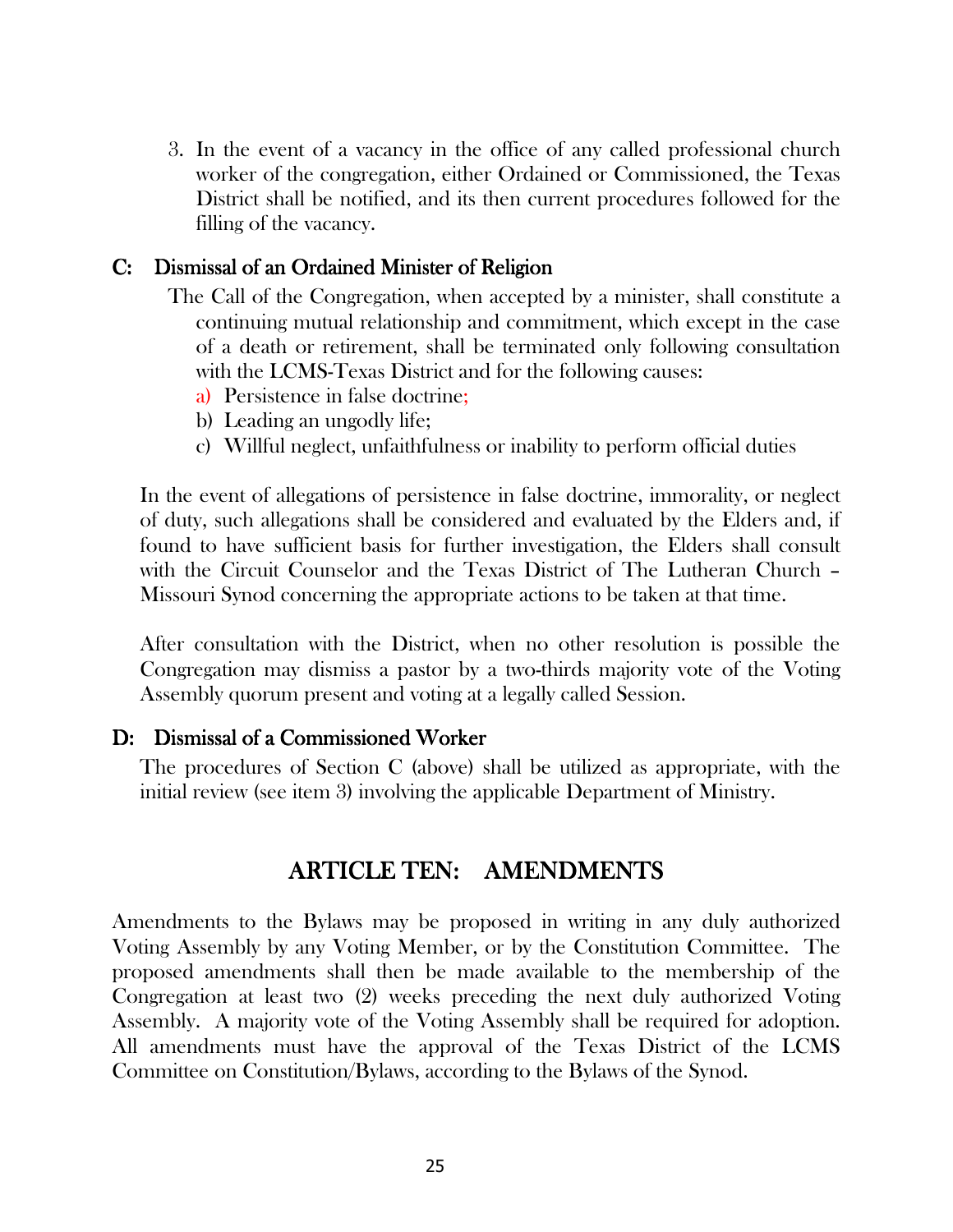3. In the event of a vacancy in the office of any called professional church worker of the congregation, either Ordained or Commissioned, the Texas District shall be notified, and its then current procedures followed for the filling of the vacancy.

### C: Dismissal of an Ordained Minister of Religion

The Call of the Congregation, when accepted by a minister, shall constitute a continuing mutual relationship and commitment, which except in the case of a death or retirement, shall be terminated only following consultation with the LCMS-Texas District and for the following causes:

a) Persistence in false doctrine;
b) Leading an ungodly life;
c) Willful neglect, unfaithfulness or inability to perform official duties

In the event of allegations of persistence in false doctrine, immorality, or neglect of duty, such allegations shall be considered and evaluated by the Elders and, if found to have sufficient basis for further investigation, the Elders shall consult with the Circuit Counselor and the Texas District of The Lutheran Church – Missouri Synod concerning the appropriate actions to be taken at that time.

After consultation with the District, when no other resolution is possible the Congregation may dismiss a pastor by a two-thirds majority vote of the Voting Assembly quorum present and voting at a legally called Session.

### D: Dismissal of a Commissioned Worker

The procedures of Section C (above) shall be utilized as appropriate, with the initial review (see item 3) involving the applicable Department of Ministry.

## ARTICLE TEN: AMENDMENTS

Amendments to the Bylaws may be proposed in writing in any duly authorized Voting Assembly by any Voting Member, or by the Constitution Committee. The proposed amendments shall then be made available to the membership of the Congregation at least two (2) weeks preceding the next duly authorized Voting Assembly. A majority vote of the Voting Assembly shall be required for adoption. All amendments must have the approval of the Texas District of the LCMS Committee on Constitution/Bylaws, according to the Bylaws of the Synod.